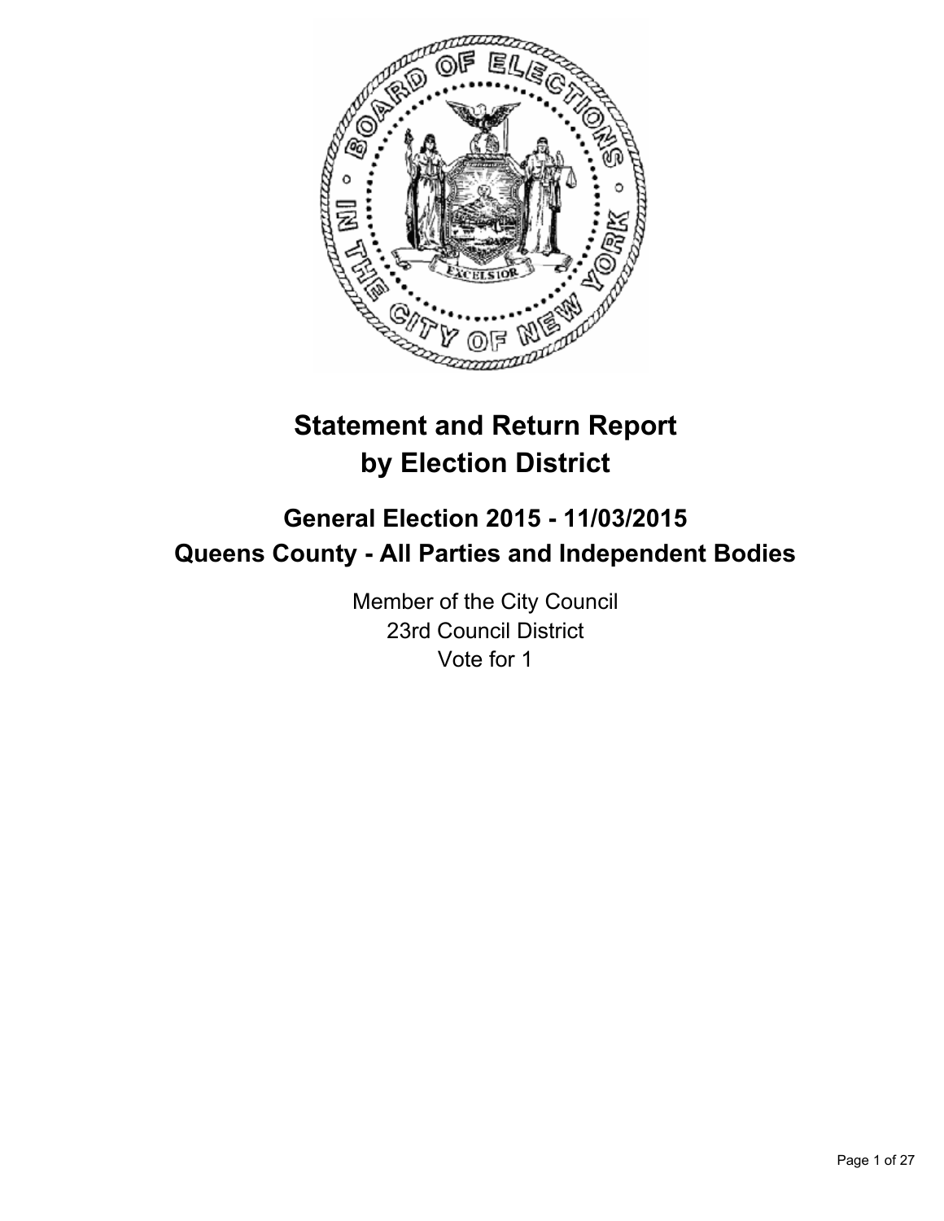# Statement and Return Report by Election District

## General Election 2015 - 11/03/2015
## Queens County - All Parties and Independent Bodies

Member of the City Council
23rd Council District
Vote for 1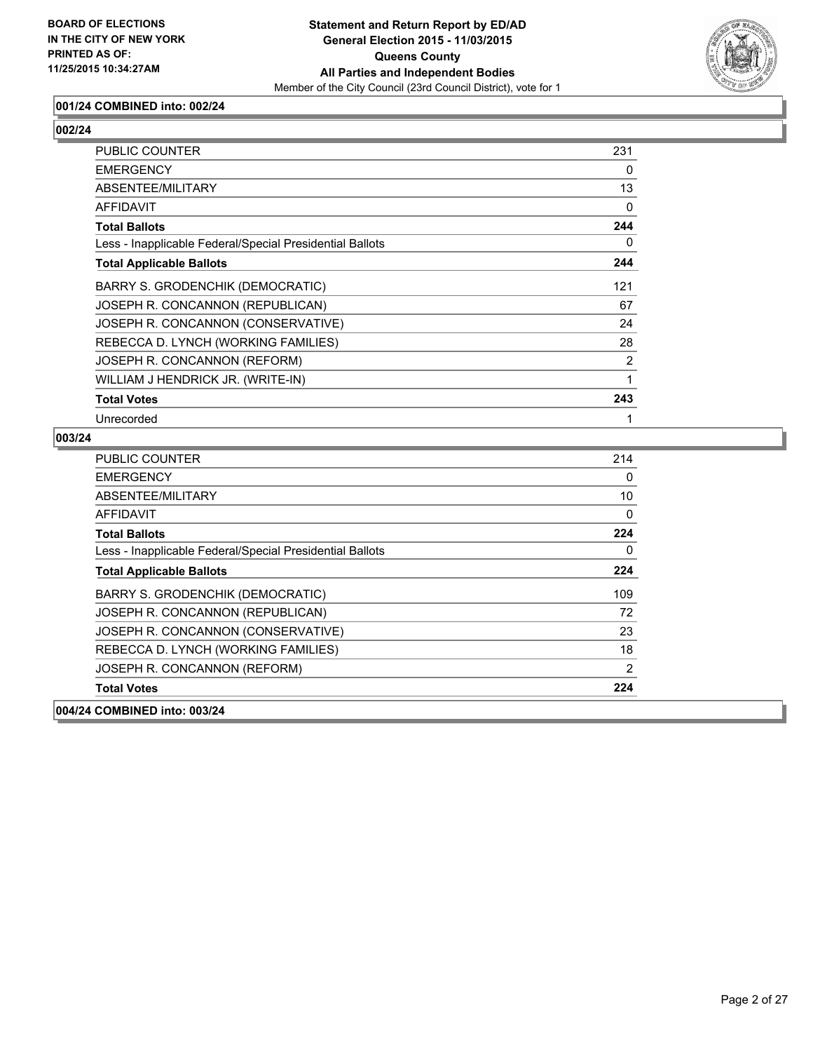**BOARD OF ELECTIONS IN THE CITY OF NEW YORK PRINTED AS OF: 11/25/2015 10:34:27AM**

**Statement and Return Report by ED/AD General Election 2015 - 11/03/2015 Queens County All Parties and Independent Bodies**
Member of the City Council (23rd Council District), vote for 1

### 001/24 COMBINED into: 002/24

### 002/24

| | |
|---|---|
| PUBLIC COUNTER | 231 |
| EMERGENCY | 0 |
| ABSENTEE/MILITARY | 13 |
| AFFIDAVIT | 0 |
| **Total Ballots** | **244** |
| Less - Inapplicable Federal/Special Presidential Ballots | 0 |
| **Total Applicable Ballots** | **244** |
| BARRY S. GRODENCHIK (DEMOCRATIC) | 121 |
| JOSEPH R. CONCANNON (REPUBLICAN) | 67 |
| JOSEPH R. CONCANNON (CONSERVATIVE) | 24 |
| REBECCA D. LYNCH (WORKING FAMILIES) | 28 |
| JOSEPH R. CONCANNON (REFORM) | 2 |
| WILLIAM J HENDRICK JR. (WRITE-IN) | 1 |
| **Total Votes** | **243** |
| Unrecorded | 1 |

### 003/24

| | |
|---|---|
| PUBLIC COUNTER | 214 |
| EMERGENCY | 0 |
| ABSENTEE/MILITARY | 10 |
| AFFIDAVIT | 0 |
| **Total Ballots** | **224** |
| Less - Inapplicable Federal/Special Presidential Ballots | 0 |
| **Total Applicable Ballots** | **224** |
| BARRY S. GRODENCHIK (DEMOCRATIC) | 109 |
| JOSEPH R. CONCANNON (REPUBLICAN) | 72 |
| JOSEPH R. CONCANNON (CONSERVATIVE) | 23 |
| REBECCA D. LYNCH (WORKING FAMILIES) | 18 |
| JOSEPH R. CONCANNON (REFORM) | 2 |
| **Total Votes** | **224** |

### 004/24 COMBINED into: 003/24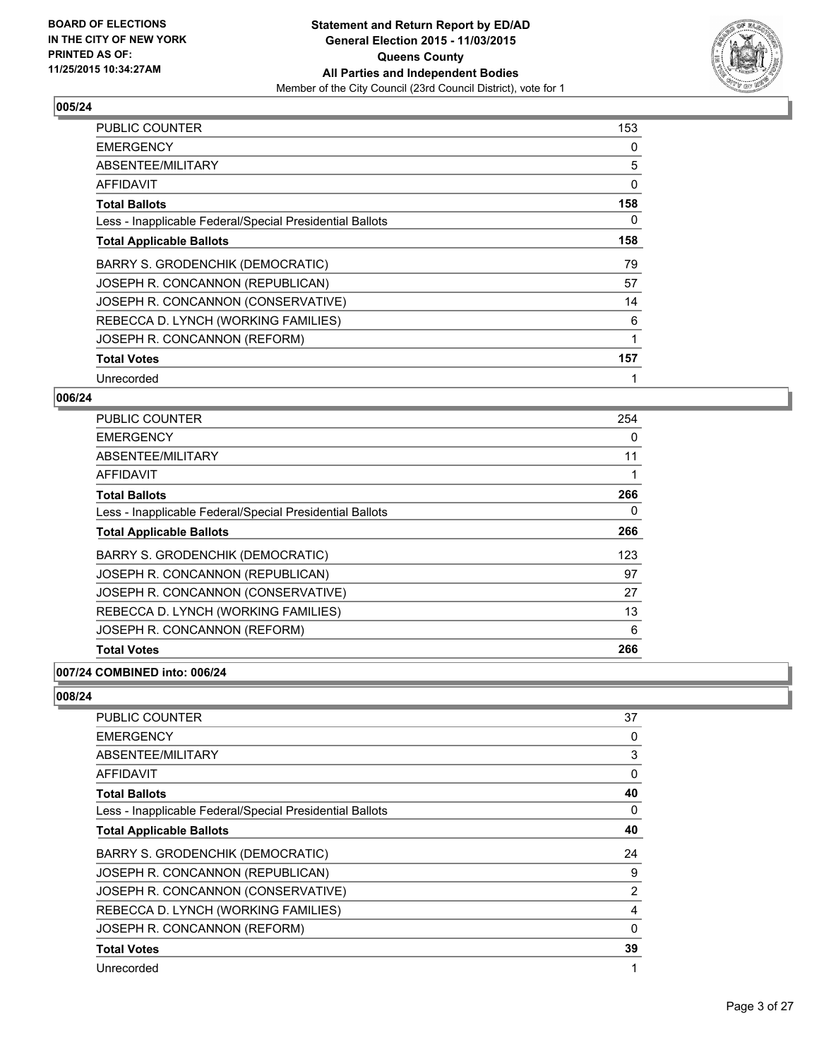**BOARD OF ELECTIONS IN THE CITY OF NEW YORK PRINTED AS OF: 11/25/2015 10:34:27AM**

**Statement and Return Report by ED/AD General Election 2015 - 11/03/2015 Queens County All Parties and Independent Bodies**
Member of the City Council (23rd Council District), vote for 1

## 005/24

| | |
|---|---|
| PUBLIC COUNTER | 153 |
| EMERGENCY | 0 |
| ABSENTEE/MILITARY | 5 |
| AFFIDAVIT | 0 |
| **Total Ballots** | **158** |
| Less - Inapplicable Federal/Special Presidential Ballots | 0 |
| **Total Applicable Ballots** | **158** |
| BARRY S. GRODENCHIK (DEMOCRATIC) | 79 |
| JOSEPH R. CONCANNON (REPUBLICAN) | 57 |
| JOSEPH R. CONCANNON (CONSERVATIVE) | 14 |
| REBECCA D. LYNCH (WORKING FAMILIES) | 6 |
| JOSEPH R. CONCANNON (REFORM) | 1 |
| **Total Votes** | **157** |
| Unrecorded | 1 |

## 006/24

| | |
|---|---|
| PUBLIC COUNTER | 254 |
| EMERGENCY | 0 |
| ABSENTEE/MILITARY | 11 |
| AFFIDAVIT | 1 |
| **Total Ballots** | **266** |
| Less - Inapplicable Federal/Special Presidential Ballots | 0 |
| **Total Applicable Ballots** | **266** |
| BARRY S. GRODENCHIK (DEMOCRATIC) | 123 |
| JOSEPH R. CONCANNON (REPUBLICAN) | 97 |
| JOSEPH R. CONCANNON (CONSERVATIVE) | 27 |
| REBECCA D. LYNCH (WORKING FAMILIES) | 13 |
| JOSEPH R. CONCANNON (REFORM) | 6 |
| **Total Votes** | **266** |

## 007/24 COMBINED into: 006/24

## 008/24

| | |
|---|---|
| PUBLIC COUNTER | 37 |
| EMERGENCY | 0 |
| ABSENTEE/MILITARY | 3 |
| AFFIDAVIT | 0 |
| **Total Ballots** | **40** |
| Less - Inapplicable Federal/Special Presidential Ballots | 0 |
| **Total Applicable Ballots** | **40** |
| BARRY S. GRODENCHIK (DEMOCRATIC) | 24 |
| JOSEPH R. CONCANNON (REPUBLICAN) | 9 |
| JOSEPH R. CONCANNON (CONSERVATIVE) | 2 |
| REBECCA D. LYNCH (WORKING FAMILIES) | 4 |
| JOSEPH R. CONCANNON (REFORM) | 0 |
| **Total Votes** | **39** |
| Unrecorded | 1 |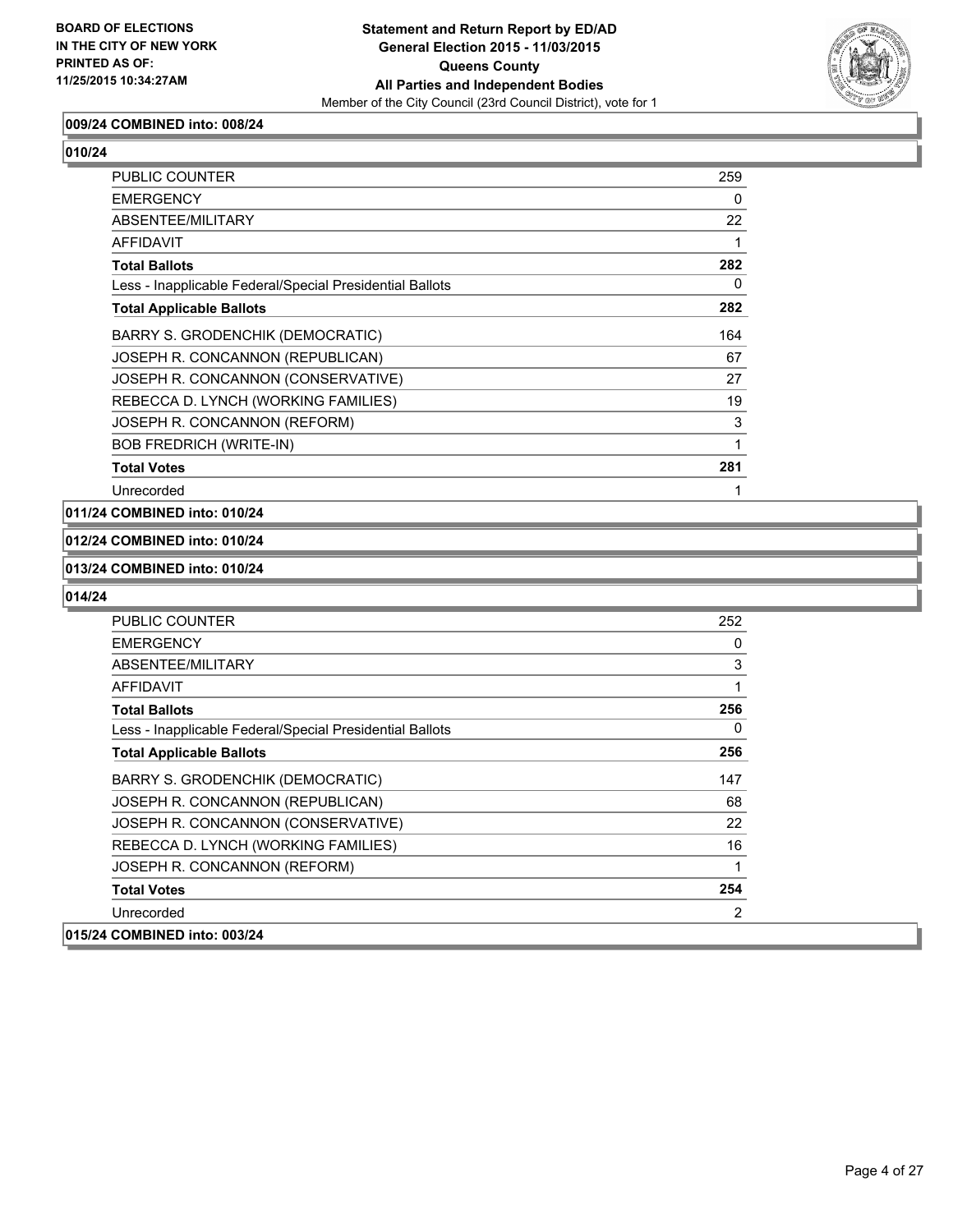**009/24 COMBINED into: 008/24**

**010/24**

| | |
|---|---|
| PUBLIC COUNTER | 259 |
| EMERGENCY | 0 |
| ABSENTEE/MILITARY | 22 |
| AFFIDAVIT | 1 |
| **Total Ballots** | **282** |
| Less - Inapplicable Federal/Special Presidential Ballots | 0 |
| **Total Applicable Ballots** | **282** |
| BARRY S. GRODENCHIK (DEMOCRATIC) | 164 |
| JOSEPH R. CONCANNON (REPUBLICAN) | 67 |
| JOSEPH R. CONCANNON (CONSERVATIVE) | 27 |
| REBECCA D. LYNCH (WORKING FAMILIES) | 19 |
| JOSEPH R. CONCANNON (REFORM) | 3 |
| BOB FREDRICH (WRITE-IN) | 1 |
| **Total Votes** | **281** |
| Unrecorded | 1 |

**011/24 COMBINED into: 010/24**

**012/24 COMBINED into: 010/24**

**013/24 COMBINED into: 010/24**

**014/24**

| | |
|---|---|
| PUBLIC COUNTER | 252 |
| EMERGENCY | 0 |
| ABSENTEE/MILITARY | 3 |
| AFFIDAVIT | 1 |
| **Total Ballots** | **256** |
| Less - Inapplicable Federal/Special Presidential Ballots | 0 |
| **Total Applicable Ballots** | **256** |
| BARRY S. GRODENCHIK (DEMOCRATIC) | 147 |
| JOSEPH R. CONCANNON (REPUBLICAN) | 68 |
| JOSEPH R. CONCANNON (CONSERVATIVE) | 22 |
| REBECCA D. LYNCH (WORKING FAMILIES) | 16 |
| JOSEPH R. CONCANNON (REFORM) | 1 |
| **Total Votes** | **254** |
| Unrecorded | 2 |

**015/24 COMBINED into: 003/24**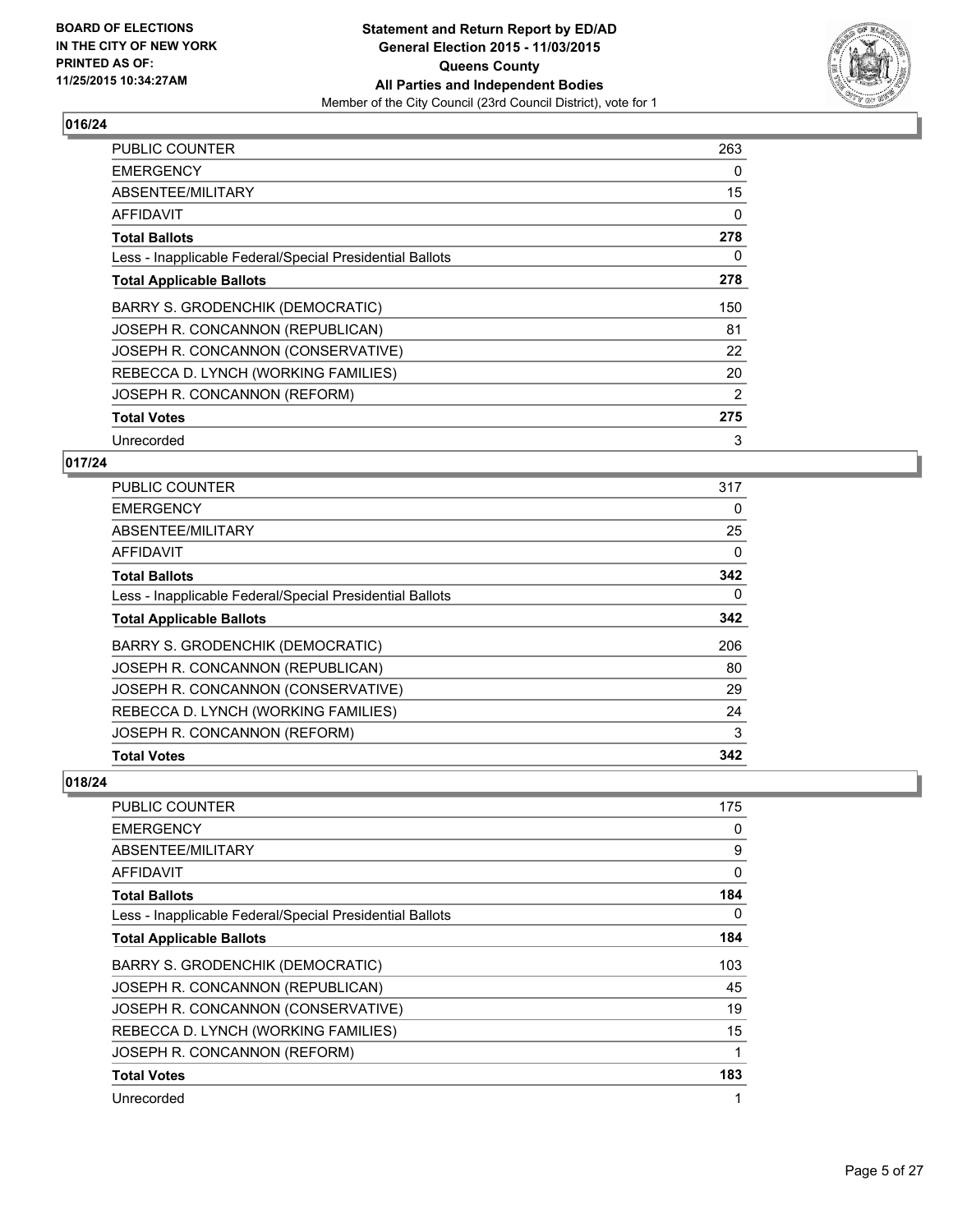## 016/24

| | |
|---|---|
| PUBLIC COUNTER | 263 |
| EMERGENCY | 0 |
| ABSENTEE/MILITARY | 15 |
| AFFIDAVIT | 0 |
| **Total Ballots** | **278** |
| Less - Inapplicable Federal/Special Presidential Ballots | 0 |
| **Total Applicable Ballots** | **278** |
| BARRY S. GRODENCHIK (DEMOCRATIC) | 150 |
| JOSEPH R. CONCANNON (REPUBLICAN) | 81 |
| JOSEPH R. CONCANNON (CONSERVATIVE) | 22 |
| REBECCA D. LYNCH (WORKING FAMILIES) | 20 |
| JOSEPH R. CONCANNON (REFORM) | 2 |
| **Total Votes** | **275** |
| Unrecorded | 3 |

## 017/24

| | |
|---|---|
| PUBLIC COUNTER | 317 |
| EMERGENCY | 0 |
| ABSENTEE/MILITARY | 25 |
| AFFIDAVIT | 0 |
| **Total Ballots** | **342** |
| Less - Inapplicable Federal/Special Presidential Ballots | 0 |
| **Total Applicable Ballots** | **342** |
| BARRY S. GRODENCHIK (DEMOCRATIC) | 206 |
| JOSEPH R. CONCANNON (REPUBLICAN) | 80 |
| JOSEPH R. CONCANNON (CONSERVATIVE) | 29 |
| REBECCA D. LYNCH (WORKING FAMILIES) | 24 |
| JOSEPH R. CONCANNON (REFORM) | 3 |
| **Total Votes** | **342** |

## 018/24

| | |
|---|---|
| PUBLIC COUNTER | 175 |
| EMERGENCY | 0 |
| ABSENTEE/MILITARY | 9 |
| AFFIDAVIT | 0 |
| **Total Ballots** | **184** |
| Less - Inapplicable Federal/Special Presidential Ballots | 0 |
| **Total Applicable Ballots** | **184** |
| BARRY S. GRODENCHIK (DEMOCRATIC) | 103 |
| JOSEPH R. CONCANNON (REPUBLICAN) | 45 |
| JOSEPH R. CONCANNON (CONSERVATIVE) | 19 |
| REBECCA D. LYNCH (WORKING FAMILIES) | 15 |
| JOSEPH R. CONCANNON (REFORM) | 1 |
| **Total Votes** | **183** |
| Unrecorded | 1 |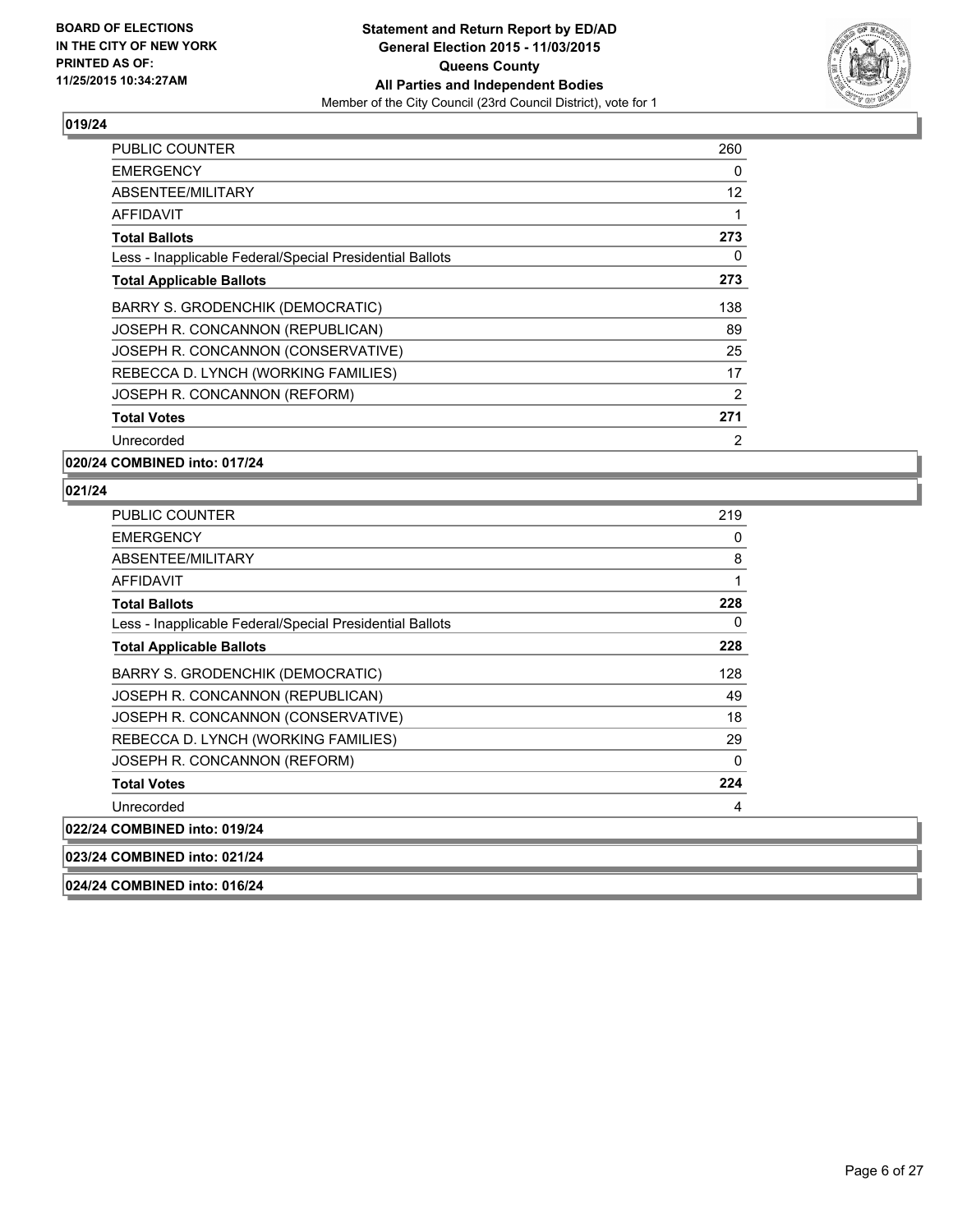**BOARD OF ELECTIONS IN THE CITY OF NEW YORK PRINTED AS OF: 11/25/2015 10:34:27AM**

**Statement and Return Report by ED/AD General Election 2015 - 11/03/2015 Queens County All Parties and Independent Bodies**

Member of the City Council (23rd Council District), vote for 1

### 019/24

| | |
|---|---|
| PUBLIC COUNTER | 260 |
| EMERGENCY | 0 |
| ABSENTEE/MILITARY | 12 |
| AFFIDAVIT | 1 |
| **Total Ballots** | **273** |
| Less - Inapplicable Federal/Special Presidential Ballots | 0 |
| **Total Applicable Ballots** | **273** |
| BARRY S. GRODENCHIK (DEMOCRATIC) | 138 |
| JOSEPH R. CONCANNON (REPUBLICAN) | 89 |
| JOSEPH R. CONCANNON (CONSERVATIVE) | 25 |
| REBECCA D. LYNCH (WORKING FAMILIES) | 17 |
| JOSEPH R. CONCANNON (REFORM) | 2 |
| **Total Votes** | **271** |
| Unrecorded | 2 |

### 020/24 COMBINED into: 017/24

### 021/24

| | |
|---|---|
| PUBLIC COUNTER | 219 |
| EMERGENCY | 0 |
| ABSENTEE/MILITARY | 8 |
| AFFIDAVIT | 1 |
| **Total Ballots** | **228** |
| Less - Inapplicable Federal/Special Presidential Ballots | 0 |
| **Total Applicable Ballots** | **228** |
| BARRY S. GRODENCHIK (DEMOCRATIC) | 128 |
| JOSEPH R. CONCANNON (REPUBLICAN) | 49 |
| JOSEPH R. CONCANNON (CONSERVATIVE) | 18 |
| REBECCA D. LYNCH (WORKING FAMILIES) | 29 |
| JOSEPH R. CONCANNON (REFORM) | 0 |
| **Total Votes** | **224** |
| Unrecorded | 4 |

### 022/24 COMBINED into: 019/24

### 023/24 COMBINED into: 021/24

### 024/24 COMBINED into: 016/24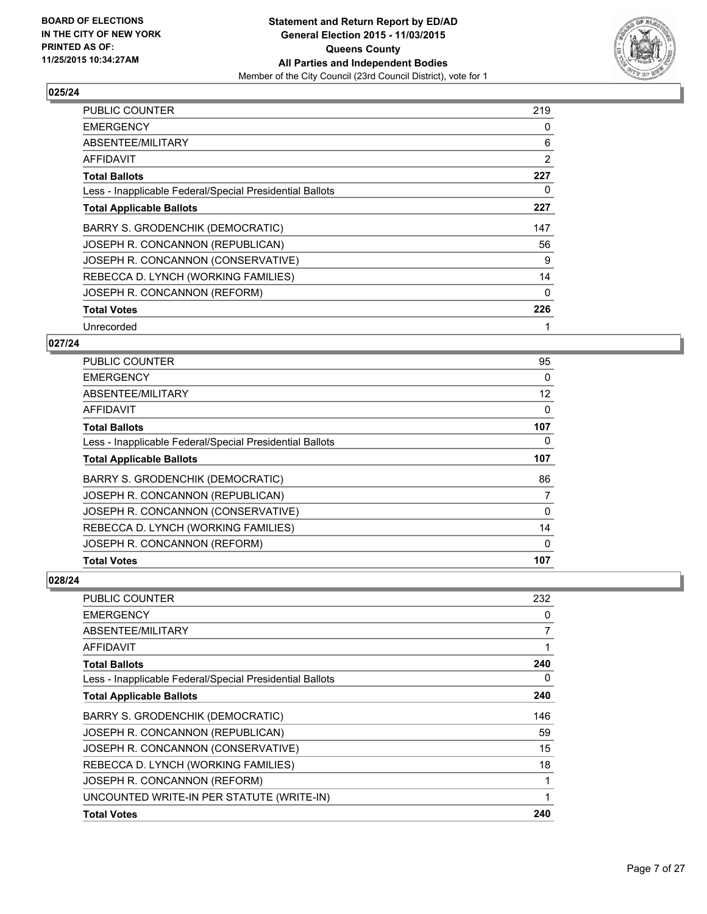**BOARD OF ELECTIONS IN THE CITY OF NEW YORK PRINTED AS OF: 11/25/2015 10:34:27AM**

**Statement and Return Report by ED/AD**
**General Election 2015 - 11/03/2015**
**Queens County**
**All Parties and Independent Bodies**
Member of the City Council (23rd Council District), vote for 1

### 025/24

| | |
|---|---|
| PUBLIC COUNTER | 219 |
| EMERGENCY | 0 |
| ABSENTEE/MILITARY | 6 |
| AFFIDAVIT | 2 |
| **Total Ballots** | **227** |
| Less - Inapplicable Federal/Special Presidential Ballots | 0 |
| **Total Applicable Ballots** | **227** |
| BARRY S. GRODENCHIK (DEMOCRATIC) | 147 |
| JOSEPH R. CONCANNON (REPUBLICAN) | 56 |
| JOSEPH R. CONCANNON (CONSERVATIVE) | 9 |
| REBECCA D. LYNCH (WORKING FAMILIES) | 14 |
| JOSEPH R. CONCANNON (REFORM) | 0 |
| **Total Votes** | **226** |
| Unrecorded | 1 |

### 027/24

| | |
|---|---|
| PUBLIC COUNTER | 95 |
| EMERGENCY | 0 |
| ABSENTEE/MILITARY | 12 |
| AFFIDAVIT | 0 |
| **Total Ballots** | **107** |
| Less - Inapplicable Federal/Special Presidential Ballots | 0 |
| **Total Applicable Ballots** | **107** |
| BARRY S. GRODENCHIK (DEMOCRATIC) | 86 |
| JOSEPH R. CONCANNON (REPUBLICAN) | 7 |
| JOSEPH R. CONCANNON (CONSERVATIVE) | 0 |
| REBECCA D. LYNCH (WORKING FAMILIES) | 14 |
| JOSEPH R. CONCANNON (REFORM) | 0 |
| **Total Votes** | **107** |

### 028/24

| | |
|---|---|
| PUBLIC COUNTER | 232 |
| EMERGENCY | 0 |
| ABSENTEE/MILITARY | 7 |
| AFFIDAVIT | 1 |
| **Total Ballots** | **240** |
| Less - Inapplicable Federal/Special Presidential Ballots | 0 |
| **Total Applicable Ballots** | **240** |
| BARRY S. GRODENCHIK (DEMOCRATIC) | 146 |
| JOSEPH R. CONCANNON (REPUBLICAN) | 59 |
| JOSEPH R. CONCANNON (CONSERVATIVE) | 15 |
| REBECCA D. LYNCH (WORKING FAMILIES) | 18 |
| JOSEPH R. CONCANNON (REFORM) | 1 |
| UNCOUNTED WRITE-IN PER STATUTE (WRITE-IN) | 1 |
| **Total Votes** | **240** |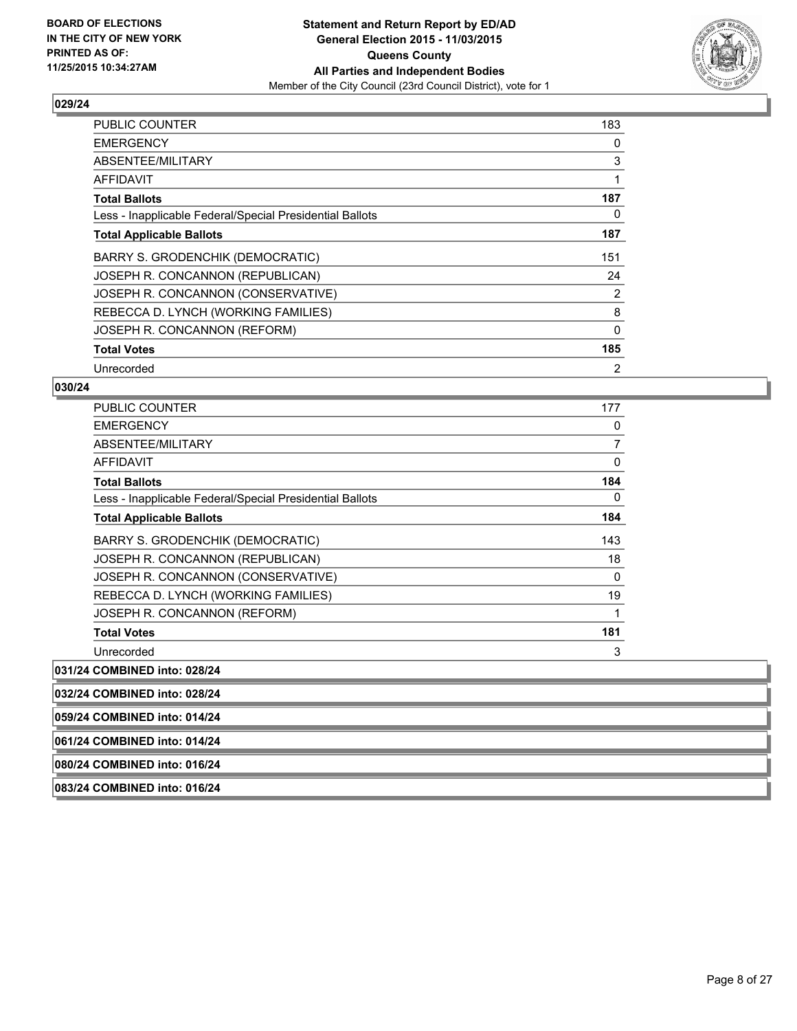## 029/24

| | |
|---|---|
| PUBLIC COUNTER | 183 |
| EMERGENCY | 0 |
| ABSENTEE/MILITARY | 3 |
| AFFIDAVIT | 1 |
| **Total Ballots** | **187** |
| Less - Inapplicable Federal/Special Presidential Ballots | 0 |
| **Total Applicable Ballots** | **187** |
| BARRY S. GRODENCHIK (DEMOCRATIC) | 151 |
| JOSEPH R. CONCANNON (REPUBLICAN) | 24 |
| JOSEPH R. CONCANNON (CONSERVATIVE) | 2 |
| REBECCA D. LYNCH (WORKING FAMILIES) | 8 |
| JOSEPH R. CONCANNON (REFORM) | 0 |
| **Total Votes** | **185** |
| Unrecorded | 2 |

## 030/24

| | |
|---|---|
| PUBLIC COUNTER | 177 |
| EMERGENCY | 0 |
| ABSENTEE/MILITARY | 7 |
| AFFIDAVIT | 0 |
| **Total Ballots** | **184** |
| Less - Inapplicable Federal/Special Presidential Ballots | 0 |
| **Total Applicable Ballots** | **184** |
| BARRY S. GRODENCHIK (DEMOCRATIC) | 143 |
| JOSEPH R. CONCANNON (REPUBLICAN) | 18 |
| JOSEPH R. CONCANNON (CONSERVATIVE) | 0 |
| REBECCA D. LYNCH (WORKING FAMILIES) | 19 |
| JOSEPH R. CONCANNON (REFORM) | 1 |
| **Total Votes** | **181** |
| Unrecorded | 3 |

## 031/24 COMBINED into: 028/24

## 032/24 COMBINED into: 028/24

## 059/24 COMBINED into: 014/24

## 061/24 COMBINED into: 014/24

## 080/24 COMBINED into: 016/24

## 083/24 COMBINED into: 016/24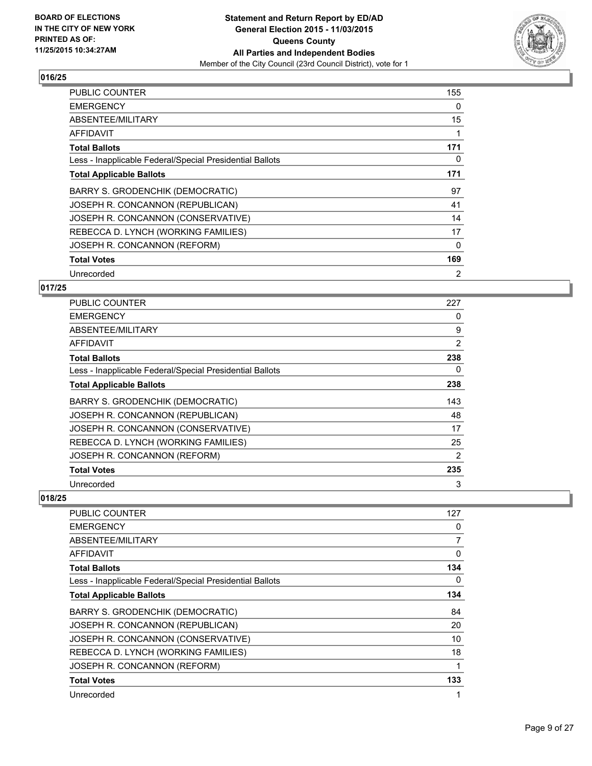### 016/25

| | |
|---|---|
| PUBLIC COUNTER | 155 |
| EMERGENCY | 0 |
| ABSENTEE/MILITARY | 15 |
| AFFIDAVIT | 1 |
| **Total Ballots** | **171** |
| Less - Inapplicable Federal/Special Presidential Ballots | 0 |
| **Total Applicable Ballots** | **171** |
| BARRY S. GRODENCHIK (DEMOCRATIC) | 97 |
| JOSEPH R. CONCANNON (REPUBLICAN) | 41 |
| JOSEPH R. CONCANNON (CONSERVATIVE) | 14 |
| REBECCA D. LYNCH (WORKING FAMILIES) | 17 |
| JOSEPH R. CONCANNON (REFORM) | 0 |
| **Total Votes** | **169** |
| Unrecorded | 2 |

### 017/25

| | |
|---|---|
| PUBLIC COUNTER | 227 |
| EMERGENCY | 0 |
| ABSENTEE/MILITARY | 9 |
| AFFIDAVIT | 2 |
| **Total Ballots** | **238** |
| Less - Inapplicable Federal/Special Presidential Ballots | 0 |
| **Total Applicable Ballots** | **238** |
| BARRY S. GRODENCHIK (DEMOCRATIC) | 143 |
| JOSEPH R. CONCANNON (REPUBLICAN) | 48 |
| JOSEPH R. CONCANNON (CONSERVATIVE) | 17 |
| REBECCA D. LYNCH (WORKING FAMILIES) | 25 |
| JOSEPH R. CONCANNON (REFORM) | 2 |
| **Total Votes** | **235** |
| Unrecorded | 3 |

### 018/25

| | |
|---|---|
| PUBLIC COUNTER | 127 |
| EMERGENCY | 0 |
| ABSENTEE/MILITARY | 7 |
| AFFIDAVIT | 0 |
| **Total Ballots** | **134** |
| Less - Inapplicable Federal/Special Presidential Ballots | 0 |
| **Total Applicable Ballots** | **134** |
| BARRY S. GRODENCHIK (DEMOCRATIC) | 84 |
| JOSEPH R. CONCANNON (REPUBLICAN) | 20 |
| JOSEPH R. CONCANNON (CONSERVATIVE) | 10 |
| REBECCA D. LYNCH (WORKING FAMILIES) | 18 |
| JOSEPH R. CONCANNON (REFORM) | 1 |
| **Total Votes** | **133** |
| Unrecorded | 1 |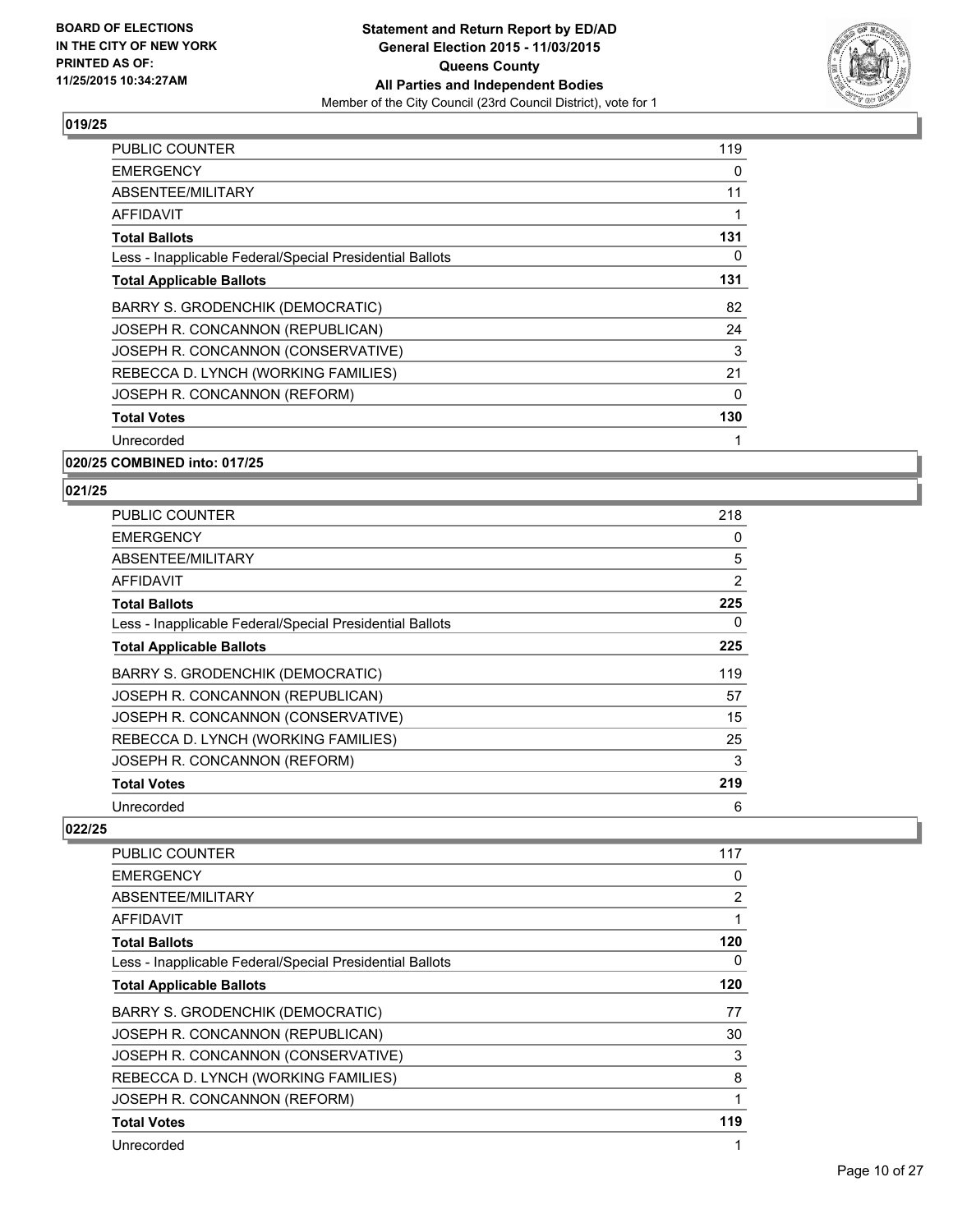### 019/25

| | |
|---|---|
| PUBLIC COUNTER | 119 |
| EMERGENCY | 0 |
| ABSENTEE/MILITARY | 11 |
| AFFIDAVIT | 1 |
| **Total Ballots** | **131** |
| Less - Inapplicable Federal/Special Presidential Ballots | 0 |
| **Total Applicable Ballots** | **131** |
| BARRY S. GRODENCHIK (DEMOCRATIC) | 82 |
| JOSEPH R. CONCANNON (REPUBLICAN) | 24 |
| JOSEPH R. CONCANNON (CONSERVATIVE) | 3 |
| REBECCA D. LYNCH (WORKING FAMILIES) | 21 |
| JOSEPH R. CONCANNON (REFORM) | 0 |
| **Total Votes** | **130** |
| Unrecorded | 1 |

### 020/25 COMBINED into: 017/25

### 021/25

| | |
|---|---|
| PUBLIC COUNTER | 218 |
| EMERGENCY | 0 |
| ABSENTEE/MILITARY | 5 |
| AFFIDAVIT | 2 |
| **Total Ballots** | **225** |
| Less - Inapplicable Federal/Special Presidential Ballots | 0 |
| **Total Applicable Ballots** | **225** |
| BARRY S. GRODENCHIK (DEMOCRATIC) | 119 |
| JOSEPH R. CONCANNON (REPUBLICAN) | 57 |
| JOSEPH R. CONCANNON (CONSERVATIVE) | 15 |
| REBECCA D. LYNCH (WORKING FAMILIES) | 25 |
| JOSEPH R. CONCANNON (REFORM) | 3 |
| **Total Votes** | **219** |
| Unrecorded | 6 |

### 022/25

| | |
|---|---|
| PUBLIC COUNTER | 117 |
| EMERGENCY | 0 |
| ABSENTEE/MILITARY | 2 |
| AFFIDAVIT | 1 |
| **Total Ballots** | **120** |
| Less - Inapplicable Federal/Special Presidential Ballots | 0 |
| **Total Applicable Ballots** | **120** |
| BARRY S. GRODENCHIK (DEMOCRATIC) | 77 |
| JOSEPH R. CONCANNON (REPUBLICAN) | 30 |
| JOSEPH R. CONCANNON (CONSERVATIVE) | 3 |
| REBECCA D. LYNCH (WORKING FAMILIES) | 8 |
| JOSEPH R. CONCANNON (REFORM) | 1 |
| **Total Votes** | **119** |
| Unrecorded | 1 |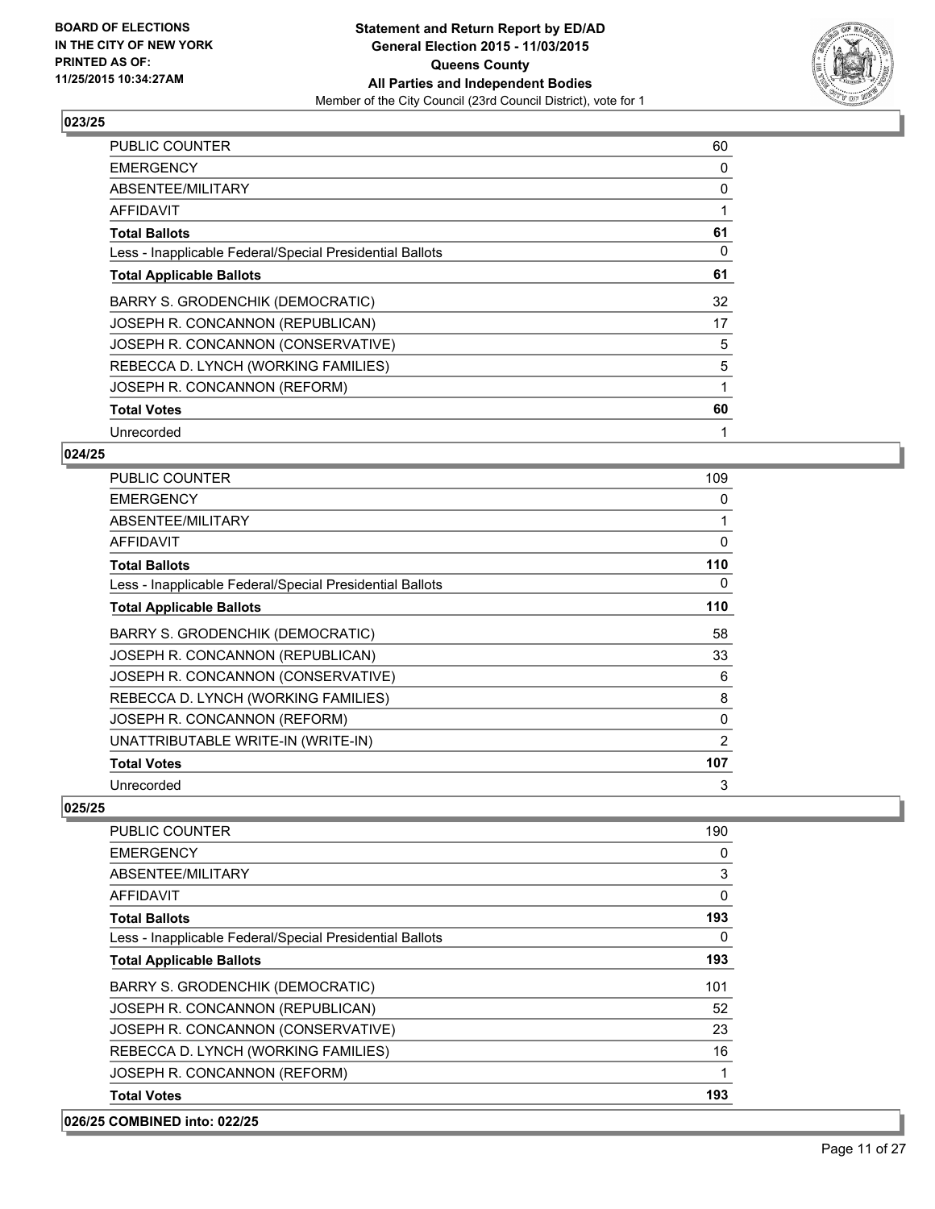**BOARD OF ELECTIONS IN THE CITY OF NEW YORK PRINTED AS OF: 11/25/2015 10:34:27AM**

**Statement and Return Report by ED/AD**
**General Election 2015 - 11/03/2015**
**Queens County**
**All Parties and Independent Bodies**
Member of the City Council (23rd Council District), vote for 1

### 023/25

| | |
|---|---|
| PUBLIC COUNTER | 60 |
| EMERGENCY | 0 |
| ABSENTEE/MILITARY | 0 |
| AFFIDAVIT | 1 |
| **Total Ballots** | **61** |
| Less - Inapplicable Federal/Special Presidential Ballots | 0 |
| **Total Applicable Ballots** | **61** |
| BARRY S. GRODENCHIK (DEMOCRATIC) | 32 |
| JOSEPH R. CONCANNON (REPUBLICAN) | 17 |
| JOSEPH R. CONCANNON (CONSERVATIVE) | 5 |
| REBECCA D. LYNCH (WORKING FAMILIES) | 5 |
| JOSEPH R. CONCANNON (REFORM) | 1 |
| **Total Votes** | **60** |
| Unrecorded | 1 |

### 024/25

| | |
|---|---|
| PUBLIC COUNTER | 109 |
| EMERGENCY | 0 |
| ABSENTEE/MILITARY | 1 |
| AFFIDAVIT | 0 |
| **Total Ballots** | **110** |
| Less - Inapplicable Federal/Special Presidential Ballots | 0 |
| **Total Applicable Ballots** | **110** |
| BARRY S. GRODENCHIK (DEMOCRATIC) | 58 |
| JOSEPH R. CONCANNON (REPUBLICAN) | 33 |
| JOSEPH R. CONCANNON (CONSERVATIVE) | 6 |
| REBECCA D. LYNCH (WORKING FAMILIES) | 8 |
| JOSEPH R. CONCANNON (REFORM) | 0 |
| UNATTRIBUTABLE WRITE-IN (WRITE-IN) | 2 |
| **Total Votes** | **107** |
| Unrecorded | 3 |

### 025/25

| | |
|---|---|
| PUBLIC COUNTER | 190 |
| EMERGENCY | 0 |
| ABSENTEE/MILITARY | 3 |
| AFFIDAVIT | 0 |
| **Total Ballots** | **193** |
| Less - Inapplicable Federal/Special Presidential Ballots | 0 |
| **Total Applicable Ballots** | **193** |
| BARRY S. GRODENCHIK (DEMOCRATIC) | 101 |
| JOSEPH R. CONCANNON (REPUBLICAN) | 52 |
| JOSEPH R. CONCANNON (CONSERVATIVE) | 23 |
| REBECCA D. LYNCH (WORKING FAMILIES) | 16 |
| JOSEPH R. CONCANNON (REFORM) | 1 |
| **Total Votes** | **193** |

### 026/25 COMBINED into: 022/25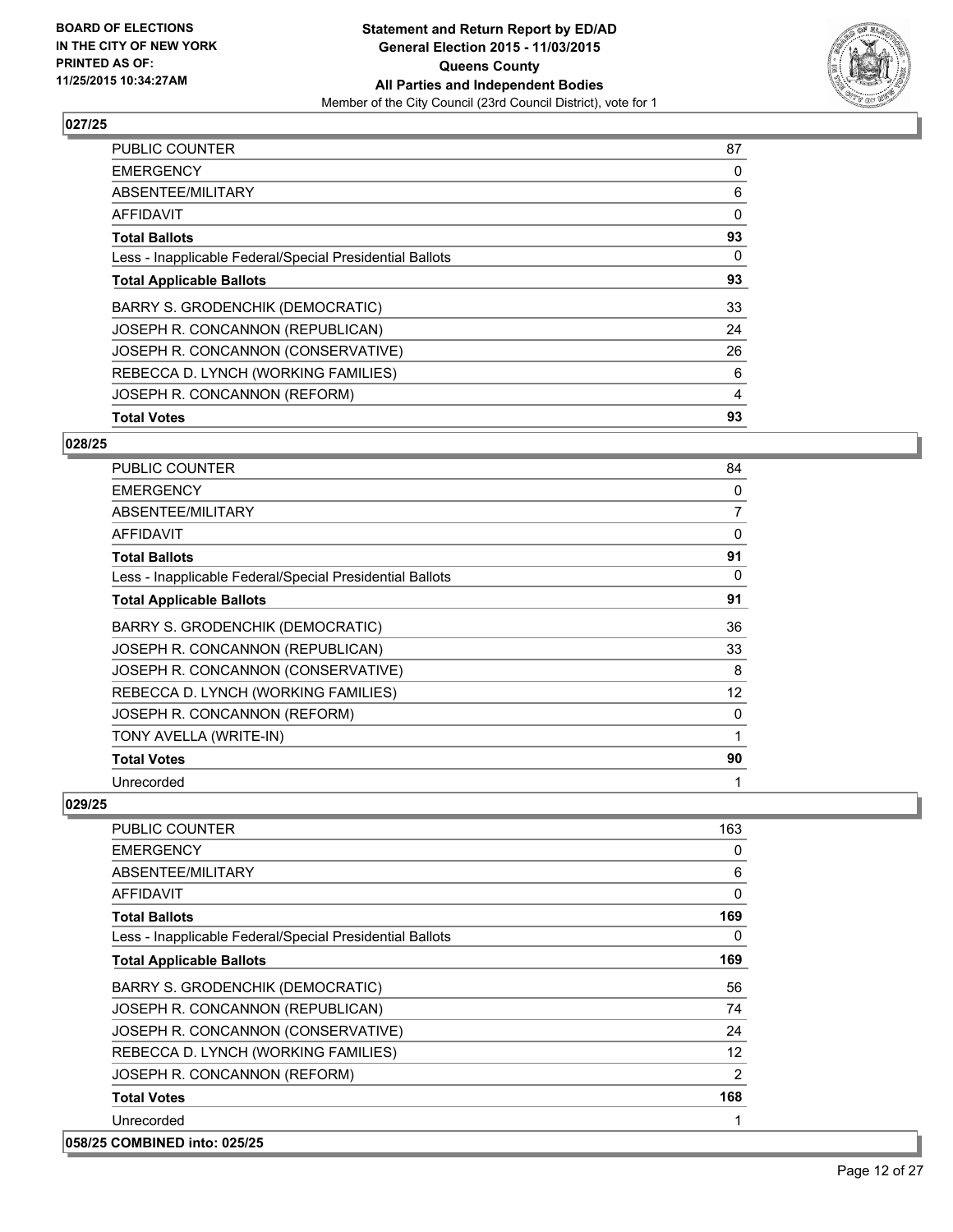**BOARD OF ELECTIONS IN THE CITY OF NEW YORK PRINTED AS OF: 11/25/2015 10:34:27AM**

**Statement and Return Report by ED/AD General Election 2015 - 11/03/2015 Queens County All Parties and Independent Bodies**

Member of the City Council (23rd Council District), vote for 1

### 027/25

| | |
|---|---|
| PUBLIC COUNTER | 87 |
| EMERGENCY | 0 |
| ABSENTEE/MILITARY | 6 |
| AFFIDAVIT | 0 |
| **Total Ballots** | **93** |
| Less - Inapplicable Federal/Special Presidential Ballots | 0 |
| **Total Applicable Ballots** | **93** |
| BARRY S. GRODENCHIK (DEMOCRATIC) | 33 |
| JOSEPH R. CONCANNON (REPUBLICAN) | 24 |
| JOSEPH R. CONCANNON (CONSERVATIVE) | 26 |
| REBECCA D. LYNCH (WORKING FAMILIES) | 6 |
| JOSEPH R. CONCANNON (REFORM) | 4 |
| **Total Votes** | **93** |

### 028/25

| | |
|---|---|
| PUBLIC COUNTER | 84 |
| EMERGENCY | 0 |
| ABSENTEE/MILITARY | 7 |
| AFFIDAVIT | 0 |
| **Total Ballots** | **91** |
| Less - Inapplicable Federal/Special Presidential Ballots | 0 |
| **Total Applicable Ballots** | **91** |
| BARRY S. GRODENCHIK (DEMOCRATIC) | 36 |
| JOSEPH R. CONCANNON (REPUBLICAN) | 33 |
| JOSEPH R. CONCANNON (CONSERVATIVE) | 8 |
| REBECCA D. LYNCH (WORKING FAMILIES) | 12 |
| JOSEPH R. CONCANNON (REFORM) | 0 |
| TONY AVELLA (WRITE-IN) | 1 |
| **Total Votes** | **90** |
| Unrecorded | 1 |

### 029/25

| | |
|---|---|
| PUBLIC COUNTER | 163 |
| EMERGENCY | 0 |
| ABSENTEE/MILITARY | 6 |
| AFFIDAVIT | 0 |
| **Total Ballots** | **169** |
| Less - Inapplicable Federal/Special Presidential Ballots | 0 |
| **Total Applicable Ballots** | **169** |
| BARRY S. GRODENCHIK (DEMOCRATIC) | 56 |
| JOSEPH R. CONCANNON (REPUBLICAN) | 74 |
| JOSEPH R. CONCANNON (CONSERVATIVE) | 24 |
| REBECCA D. LYNCH (WORKING FAMILIES) | 12 |
| JOSEPH R. CONCANNON (REFORM) | 2 |
| **Total Votes** | **168** |
| Unrecorded | 1 |

### 058/25 COMBINED into: 025/25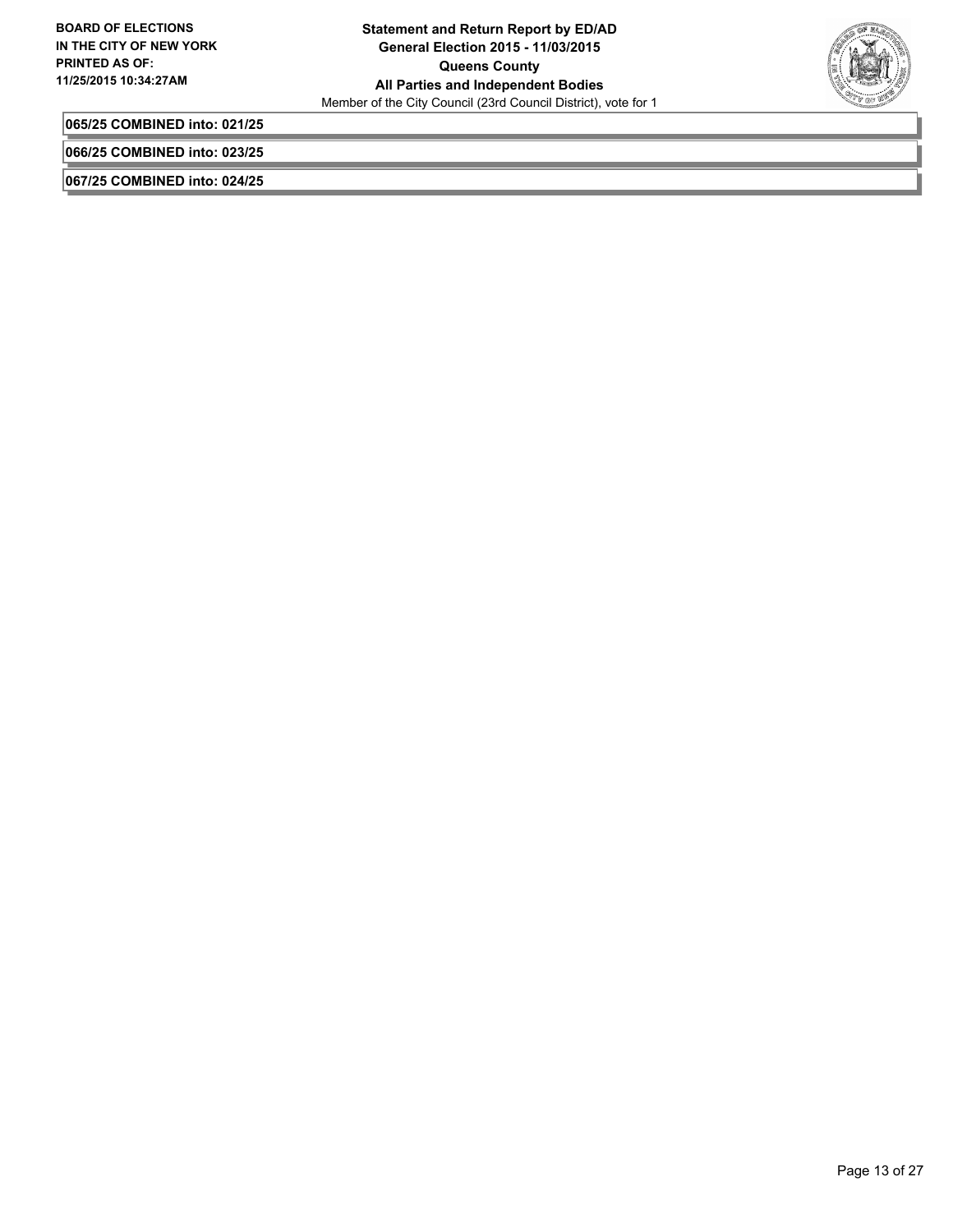**065/25 COMBINED into: 021/25**

**066/25 COMBINED into: 023/25**

**067/25 COMBINED into: 024/25**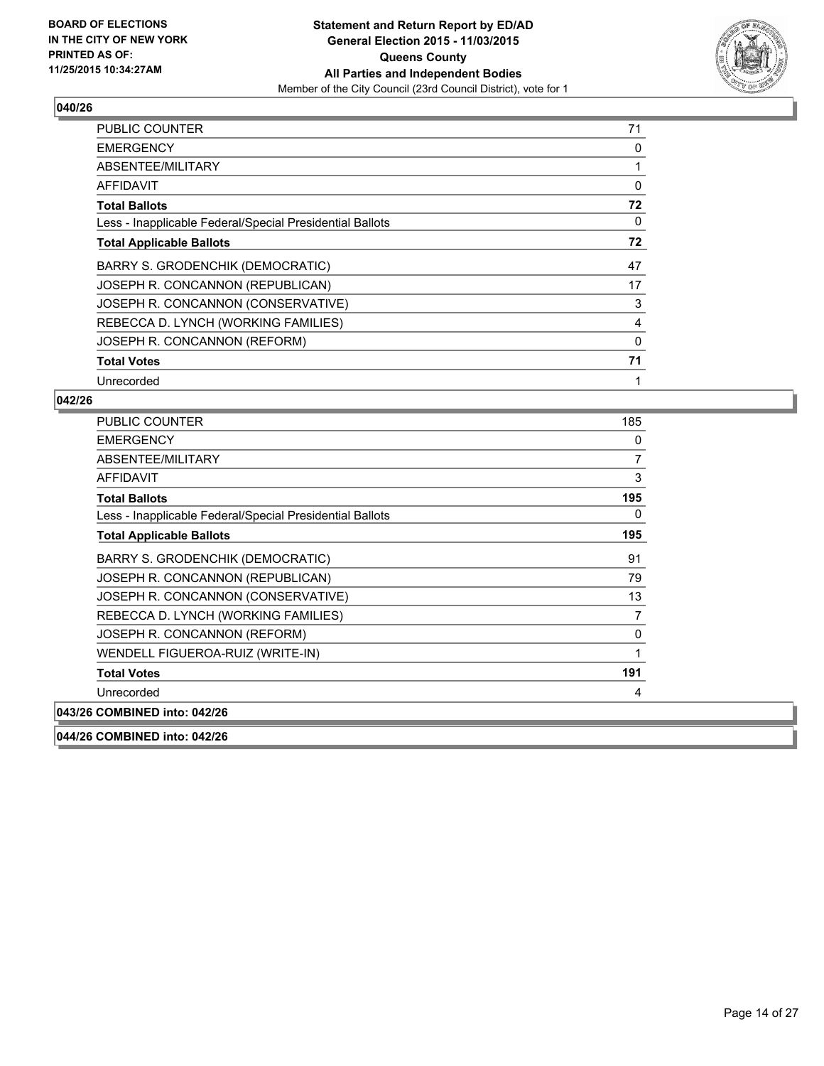**BOARD OF ELECTIONS IN THE CITY OF NEW YORK PRINTED AS OF: 11/25/2015 10:34:27AM**

**Statement and Return Report by ED/AD General Election 2015 - 11/03/2015 Queens County All Parties and Independent Bodies**

Member of the City Council (23rd Council District), vote for 1

## 040/26

| | |
|---|---|
| PUBLIC COUNTER | 71 |
| EMERGENCY | 0 |
| ABSENTEE/MILITARY | 1 |
| AFFIDAVIT | 0 |
| **Total Ballots** | **72** |
| Less - Inapplicable Federal/Special Presidential Ballots | 0 |
| **Total Applicable Ballots** | **72** |
| BARRY S. GRODENCHIK (DEMOCRATIC) | 47 |
| JOSEPH R. CONCANNON (REPUBLICAN) | 17 |
| JOSEPH R. CONCANNON (CONSERVATIVE) | 3 |
| REBECCA D. LYNCH (WORKING FAMILIES) | 4 |
| JOSEPH R. CONCANNON (REFORM) | 0 |
| **Total Votes** | **71** |
| Unrecorded | 1 |

## 042/26

| | |
|---|---|
| PUBLIC COUNTER | 185 |
| EMERGENCY | 0 |
| ABSENTEE/MILITARY | 7 |
| AFFIDAVIT | 3 |
| **Total Ballots** | **195** |
| Less - Inapplicable Federal/Special Presidential Ballots | 0 |
| **Total Applicable Ballots** | **195** |
| BARRY S. GRODENCHIK (DEMOCRATIC) | 91 |
| JOSEPH R. CONCANNON (REPUBLICAN) | 79 |
| JOSEPH R. CONCANNON (CONSERVATIVE) | 13 |
| REBECCA D. LYNCH (WORKING FAMILIES) | 7 |
| JOSEPH R. CONCANNON (REFORM) | 0 |
| WENDELL FIGUEROA-RUIZ (WRITE-IN) | 1 |
| **Total Votes** | **191** |
| Unrecorded | 4 |

**043/26 COMBINED into: 042/26**

**044/26 COMBINED into: 042/26**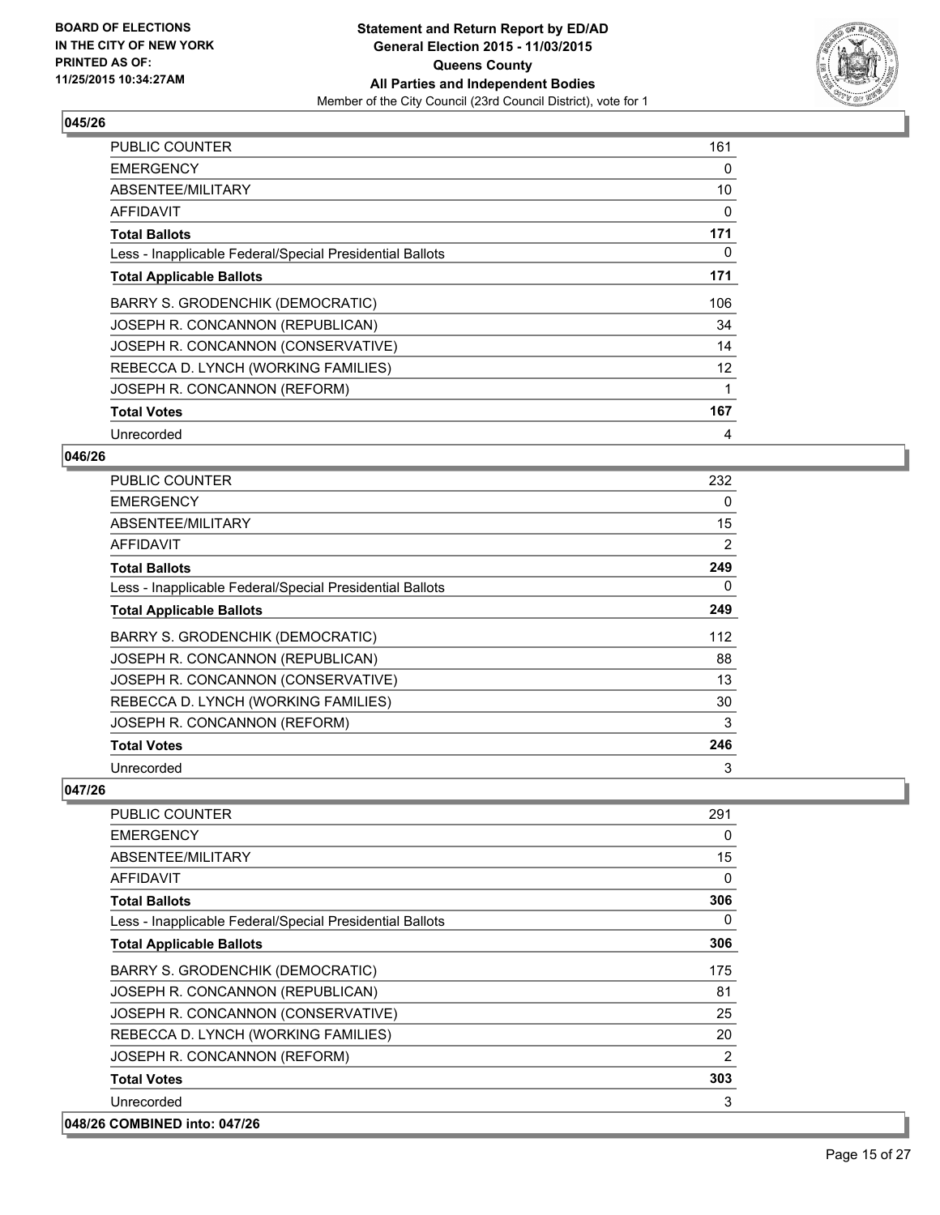**BOARD OF ELECTIONS IN THE CITY OF NEW YORK PRINTED AS OF: 11/25/2015 10:34:27AM**

**Statement and Return Report by ED/AD General Election 2015 - 11/03/2015 Queens County All Parties and Independent Bodies**

Member of the City Council (23rd Council District), vote for 1

## 045/26

| | |
|---|---|
| PUBLIC COUNTER | 161 |
| EMERGENCY | 0 |
| ABSENTEE/MILITARY | 10 |
| AFFIDAVIT | 0 |
| **Total Ballots** | **171** |
| Less - Inapplicable Federal/Special Presidential Ballots | 0 |
| **Total Applicable Ballots** | **171** |
| BARRY S. GRODENCHIK (DEMOCRATIC) | 106 |
| JOSEPH R. CONCANNON (REPUBLICAN) | 34 |
| JOSEPH R. CONCANNON (CONSERVATIVE) | 14 |
| REBECCA D. LYNCH (WORKING FAMILIES) | 12 |
| JOSEPH R. CONCANNON (REFORM) | 1 |
| **Total Votes** | **167** |
| Unrecorded | 4 |

## 046/26

| | |
|---|---|
| PUBLIC COUNTER | 232 |
| EMERGENCY | 0 |
| ABSENTEE/MILITARY | 15 |
| AFFIDAVIT | 2 |
| **Total Ballots** | **249** |
| Less - Inapplicable Federal/Special Presidential Ballots | 0 |
| **Total Applicable Ballots** | **249** |
| BARRY S. GRODENCHIK (DEMOCRATIC) | 112 |
| JOSEPH R. CONCANNON (REPUBLICAN) | 88 |
| JOSEPH R. CONCANNON (CONSERVATIVE) | 13 |
| REBECCA D. LYNCH (WORKING FAMILIES) | 30 |
| JOSEPH R. CONCANNON (REFORM) | 3 |
| **Total Votes** | **246** |
| Unrecorded | 3 |

## 047/26

| | |
|---|---|
| PUBLIC COUNTER | 291 |
| EMERGENCY | 0 |
| ABSENTEE/MILITARY | 15 |
| AFFIDAVIT | 0 |
| **Total Ballots** | **306** |
| Less - Inapplicable Federal/Special Presidential Ballots | 0 |
| **Total Applicable Ballots** | **306** |
| BARRY S. GRODENCHIK (DEMOCRATIC) | 175 |
| JOSEPH R. CONCANNON (REPUBLICAN) | 81 |
| JOSEPH R. CONCANNON (CONSERVATIVE) | 25 |
| REBECCA D. LYNCH (WORKING FAMILIES) | 20 |
| JOSEPH R. CONCANNON (REFORM) | 2 |
| **Total Votes** | **303** |
| Unrecorded | 3 |

## 048/26 COMBINED into: 047/26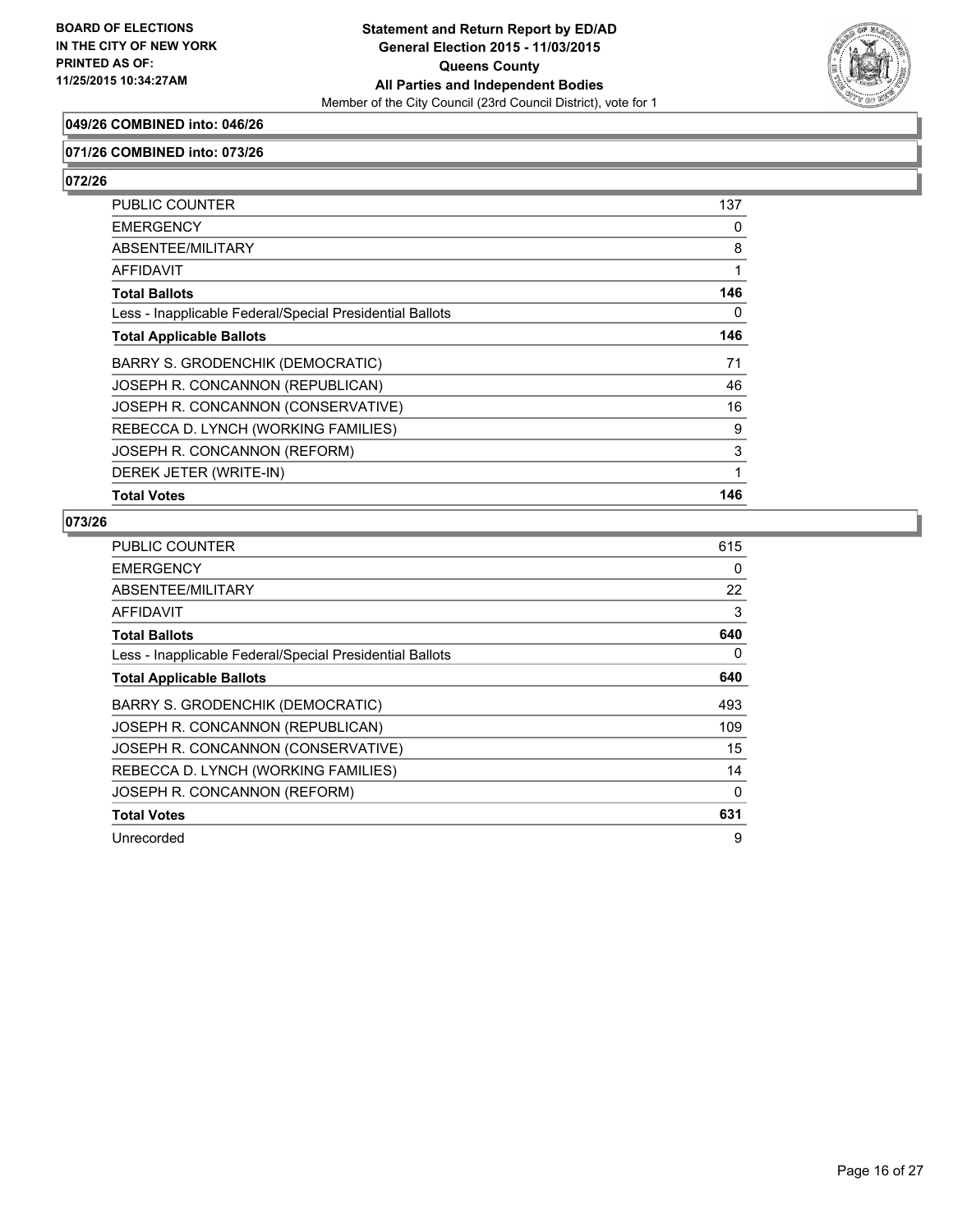**BOARD OF ELECTIONS IN THE CITY OF NEW YORK PRINTED AS OF: 11/25/2015 10:34:27AM**

**Statement and Return Report by ED/AD General Election 2015 - 11/03/2015 Queens County All Parties and Independent Bodies**
Member of the City Council (23rd Council District), vote for 1

### 049/26 COMBINED into: 046/26

### 071/26 COMBINED into: 073/26

### 072/26

| | |
|---|---|
| PUBLIC COUNTER | 137 |
| EMERGENCY | 0 |
| ABSENTEE/MILITARY | 8 |
| AFFIDAVIT | 1 |
| **Total Ballots** | **146** |
| Less - Inapplicable Federal/Special Presidential Ballots | 0 |
| **Total Applicable Ballots** | **146** |
| BARRY S. GRODENCHIK (DEMOCRATIC) | 71 |
| JOSEPH R. CONCANNON (REPUBLICAN) | 46 |
| JOSEPH R. CONCANNON (CONSERVATIVE) | 16 |
| REBECCA D. LYNCH (WORKING FAMILIES) | 9 |
| JOSEPH R. CONCANNON (REFORM) | 3 |
| DEREK JETER (WRITE-IN) | 1 |
| **Total Votes** | **146** |

### 073/26

| | |
|---|---|
| PUBLIC COUNTER | 615 |
| EMERGENCY | 0 |
| ABSENTEE/MILITARY | 22 |
| AFFIDAVIT | 3 |
| **Total Ballots** | **640** |
| Less - Inapplicable Federal/Special Presidential Ballots | 0 |
| **Total Applicable Ballots** | **640** |
| BARRY S. GRODENCHIK (DEMOCRATIC) | 493 |
| JOSEPH R. CONCANNON (REPUBLICAN) | 109 |
| JOSEPH R. CONCANNON (CONSERVATIVE) | 15 |
| REBECCA D. LYNCH (WORKING FAMILIES) | 14 |
| JOSEPH R. CONCANNON (REFORM) | 0 |
| **Total Votes** | **631** |
| Unrecorded | 9 |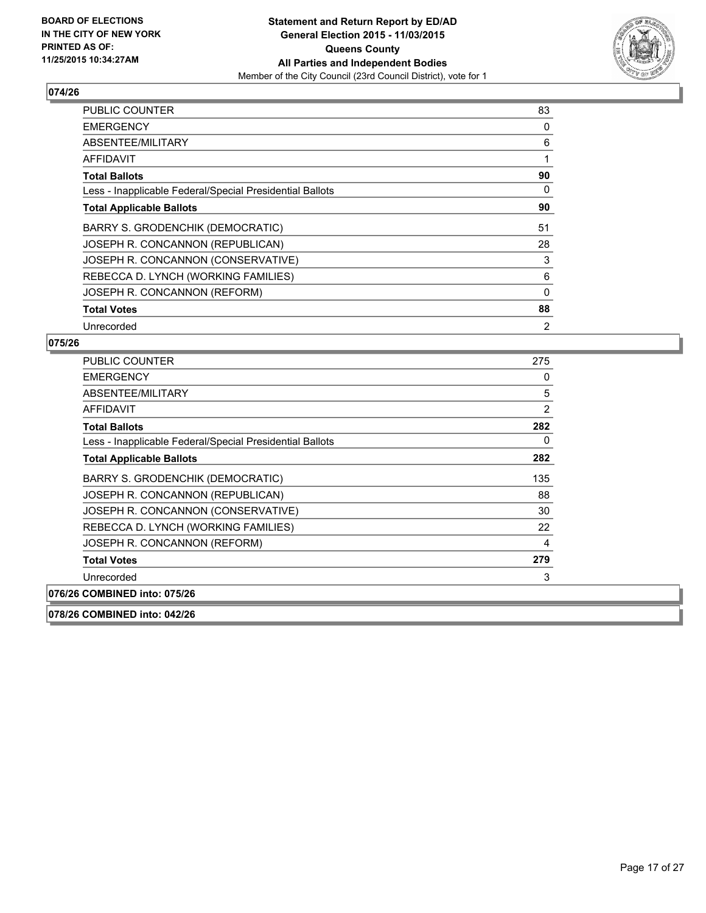**BOARD OF ELECTIONS IN THE CITY OF NEW YORK PRINTED AS OF: 11/25/2015 10:34:27AM**

**Statement and Return Report by ED/AD General Election 2015 - 11/03/2015 Queens County All Parties and Independent Bodies**

Member of the City Council (23rd Council District), vote for 1

## 074/26

| | |
|---|---|
| PUBLIC COUNTER | 83 |
| EMERGENCY | 0 |
| ABSENTEE/MILITARY | 6 |
| AFFIDAVIT | 1 |
| **Total Ballots** | **90** |
| Less - Inapplicable Federal/Special Presidential Ballots | 0 |
| **Total Applicable Ballots** | **90** |
| BARRY S. GRODENCHIK (DEMOCRATIC) | 51 |
| JOSEPH R. CONCANNON (REPUBLICAN) | 28 |
| JOSEPH R. CONCANNON (CONSERVATIVE) | 3 |
| REBECCA D. LYNCH (WORKING FAMILIES) | 6 |
| JOSEPH R. CONCANNON (REFORM) | 0 |
| **Total Votes** | **88** |
| Unrecorded | 2 |

## 075/26

| | |
|---|---|
| PUBLIC COUNTER | 275 |
| EMERGENCY | 0 |
| ABSENTEE/MILITARY | 5 |
| AFFIDAVIT | 2 |
| **Total Ballots** | **282** |
| Less - Inapplicable Federal/Special Presidential Ballots | 0 |
| **Total Applicable Ballots** | **282** |
| BARRY S. GRODENCHIK (DEMOCRATIC) | 135 |
| JOSEPH R. CONCANNON (REPUBLICAN) | 88 |
| JOSEPH R. CONCANNON (CONSERVATIVE) | 30 |
| REBECCA D. LYNCH (WORKING FAMILIES) | 22 |
| JOSEPH R. CONCANNON (REFORM) | 4 |
| **Total Votes** | **279** |
| Unrecorded | 3 |

**076/26 COMBINED into: 075/26**

**078/26 COMBINED into: 042/26**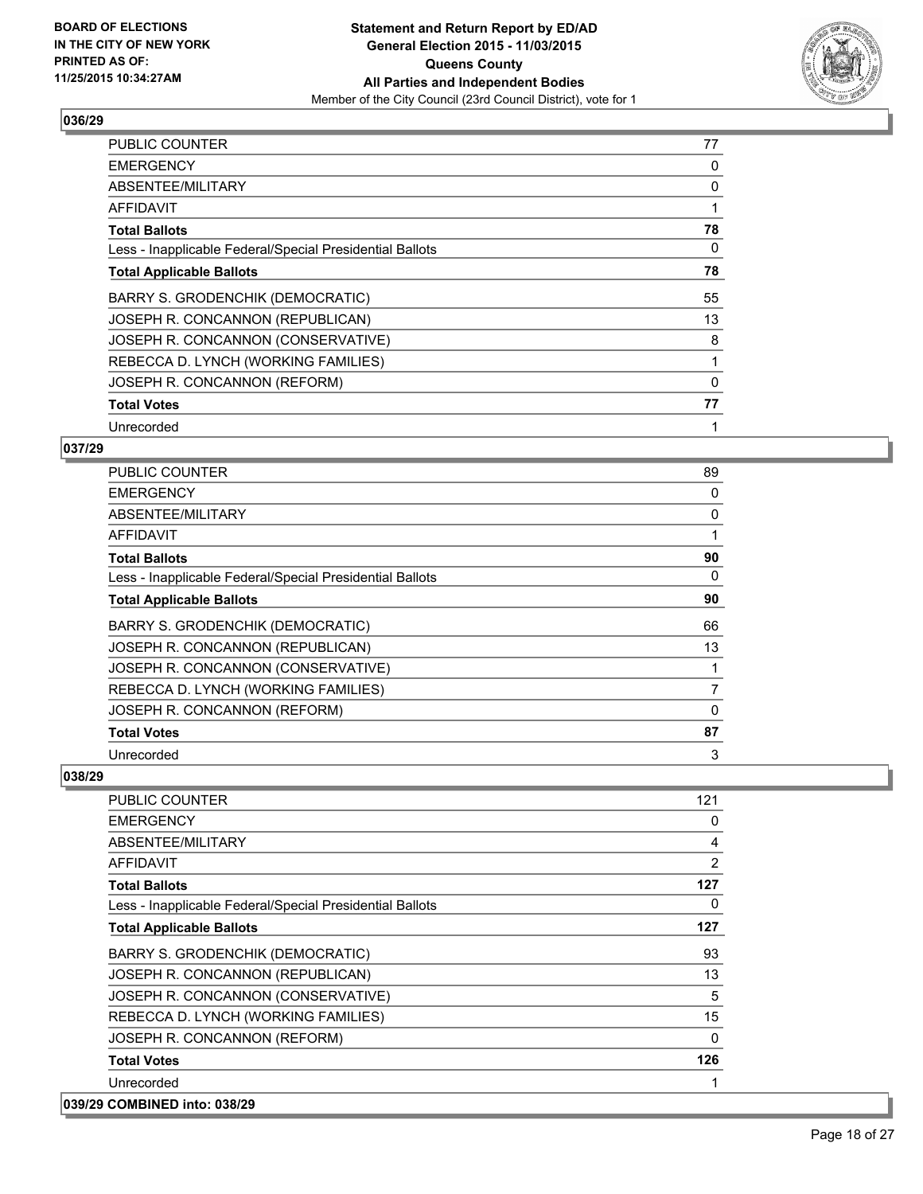## 036/29

| | |
|---|---|
| PUBLIC COUNTER | 77 |
| EMERGENCY | 0 |
| ABSENTEE/MILITARY | 0 |
| AFFIDAVIT | 1 |
| **Total Ballots** | **78** |
| Less - Inapplicable Federal/Special Presidential Ballots | 0 |
| **Total Applicable Ballots** | **78** |
| BARRY S. GRODENCHIK (DEMOCRATIC) | 55 |
| JOSEPH R. CONCANNON (REPUBLICAN) | 13 |
| JOSEPH R. CONCANNON (CONSERVATIVE) | 8 |
| REBECCA D. LYNCH (WORKING FAMILIES) | 1 |
| JOSEPH R. CONCANNON (REFORM) | 0 |
| **Total Votes** | **77** |
| Unrecorded | 1 |

## 037/29

| | |
|---|---|
| PUBLIC COUNTER | 89 |
| EMERGENCY | 0 |
| ABSENTEE/MILITARY | 0 |
| AFFIDAVIT | 1 |
| **Total Ballots** | **90** |
| Less - Inapplicable Federal/Special Presidential Ballots | 0 |
| **Total Applicable Ballots** | **90** |
| BARRY S. GRODENCHIK (DEMOCRATIC) | 66 |
| JOSEPH R. CONCANNON (REPUBLICAN) | 13 |
| JOSEPH R. CONCANNON (CONSERVATIVE) | 1 |
| REBECCA D. LYNCH (WORKING FAMILIES) | 7 |
| JOSEPH R. CONCANNON (REFORM) | 0 |
| **Total Votes** | **87** |
| Unrecorded | 3 |

## 038/29

| | |
|---|---|
| PUBLIC COUNTER | 121 |
| EMERGENCY | 0 |
| ABSENTEE/MILITARY | 4 |
| AFFIDAVIT | 2 |
| **Total Ballots** | **127** |
| Less - Inapplicable Federal/Special Presidential Ballots | 0 |
| **Total Applicable Ballots** | **127** |
| BARRY S. GRODENCHIK (DEMOCRATIC) | 93 |
| JOSEPH R. CONCANNON (REPUBLICAN) | 13 |
| JOSEPH R. CONCANNON (CONSERVATIVE) | 5 |
| REBECCA D. LYNCH (WORKING FAMILIES) | 15 |
| JOSEPH R. CONCANNON (REFORM) | 0 |
| **Total Votes** | **126** |
| Unrecorded | 1 |

## 039/29 COMBINED into: 038/29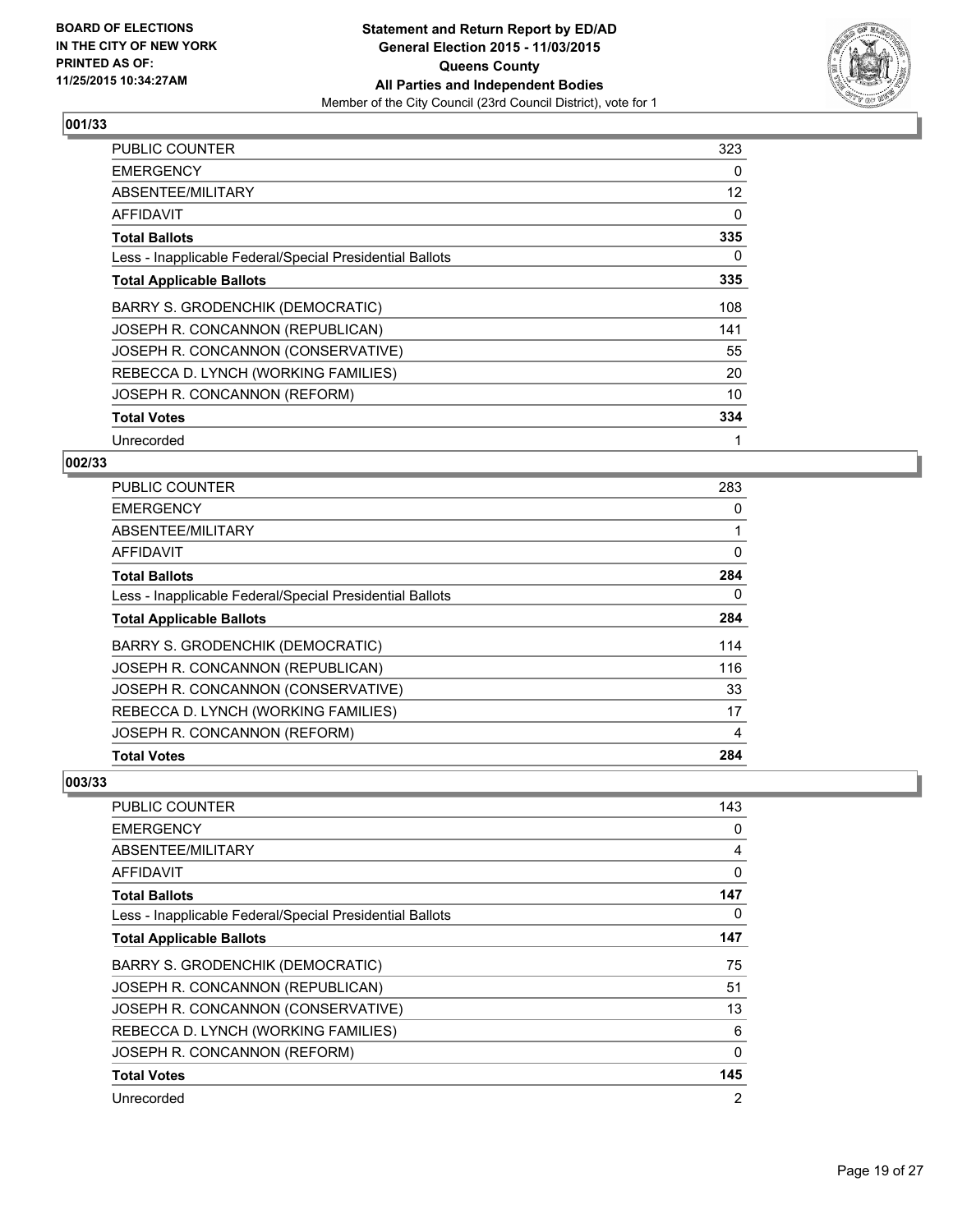**BOARD OF ELECTIONS IN THE CITY OF NEW YORK PRINTED AS OF: 11/25/2015 10:34:27AM**

**Statement and Return Report by ED/AD General Election 2015 - 11/03/2015 Queens County All Parties and Independent Bodies**

Member of the City Council (23rd Council District), vote for 1

### 001/33

| | |
|---|---|
| PUBLIC COUNTER | 323 |
| EMERGENCY | 0 |
| ABSENTEE/MILITARY | 12 |
| AFFIDAVIT | 0 |
| **Total Ballots** | **335** |
| Less - Inapplicable Federal/Special Presidential Ballots | 0 |
| **Total Applicable Ballots** | **335** |
| BARRY S. GRODENCHIK (DEMOCRATIC) | 108 |
| JOSEPH R. CONCANNON (REPUBLICAN) | 141 |
| JOSEPH R. CONCANNON (CONSERVATIVE) | 55 |
| REBECCA D. LYNCH (WORKING FAMILIES) | 20 |
| JOSEPH R. CONCANNON (REFORM) | 10 |
| **Total Votes** | **334** |
| Unrecorded | 1 |

### 002/33

| | |
|---|---|
| PUBLIC COUNTER | 283 |
| EMERGENCY | 0 |
| ABSENTEE/MILITARY | 1 |
| AFFIDAVIT | 0 |
| **Total Ballots** | **284** |
| Less - Inapplicable Federal/Special Presidential Ballots | 0 |
| **Total Applicable Ballots** | **284** |
| BARRY S. GRODENCHIK (DEMOCRATIC) | 114 |
| JOSEPH R. CONCANNON (REPUBLICAN) | 116 |
| JOSEPH R. CONCANNON (CONSERVATIVE) | 33 |
| REBECCA D. LYNCH (WORKING FAMILIES) | 17 |
| JOSEPH R. CONCANNON (REFORM) | 4 |
| **Total Votes** | **284** |

### 003/33

| | |
|---|---|
| PUBLIC COUNTER | 143 |
| EMERGENCY | 0 |
| ABSENTEE/MILITARY | 4 |
| AFFIDAVIT | 0 |
| **Total Ballots** | **147** |
| Less - Inapplicable Federal/Special Presidential Ballots | 0 |
| **Total Applicable Ballots** | **147** |
| BARRY S. GRODENCHIK (DEMOCRATIC) | 75 |
| JOSEPH R. CONCANNON (REPUBLICAN) | 51 |
| JOSEPH R. CONCANNON (CONSERVATIVE) | 13 |
| REBECCA D. LYNCH (WORKING FAMILIES) | 6 |
| JOSEPH R. CONCANNON (REFORM) | 0 |
| **Total Votes** | **145** |
| Unrecorded | 2 |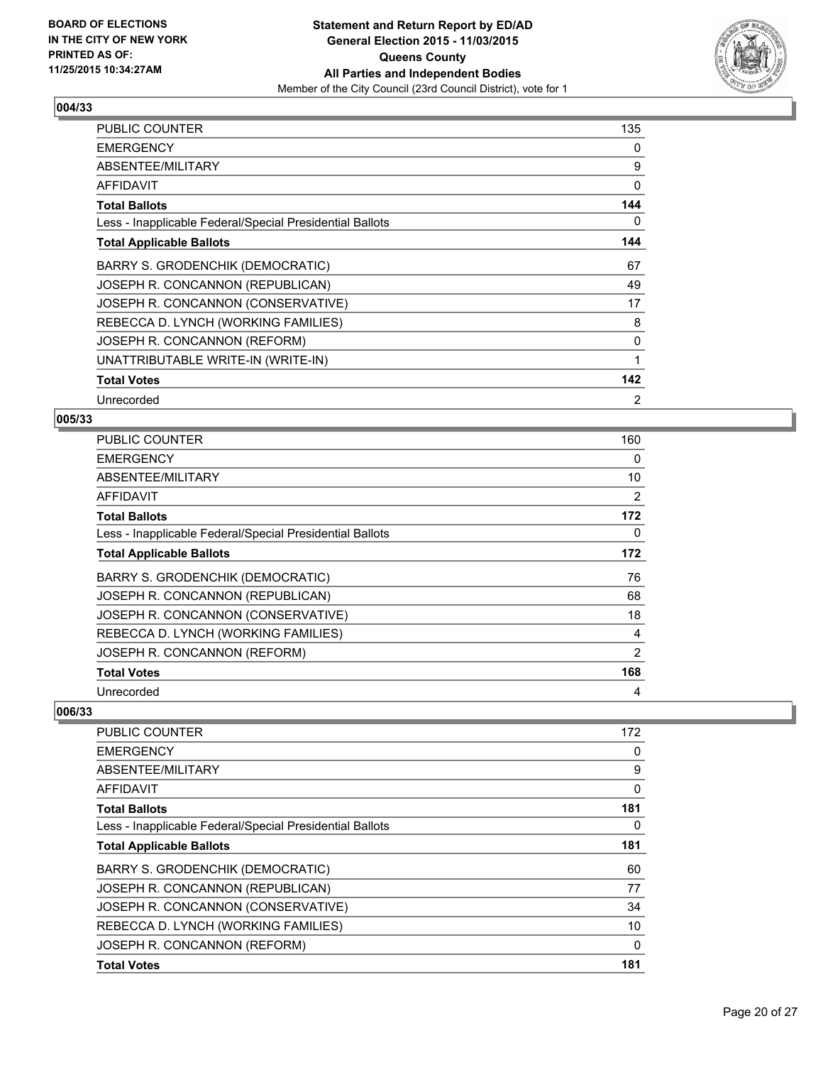## 004/33

| | |
|---|---|
| PUBLIC COUNTER | 135 |
| EMERGENCY | 0 |
| ABSENTEE/MILITARY | 9 |
| AFFIDAVIT | 0 |
| **Total Ballots** | **144** |
| Less - Inapplicable Federal/Special Presidential Ballots | 0 |
| **Total Applicable Ballots** | **144** |
| BARRY S. GRODENCHIK (DEMOCRATIC) | 67 |
| JOSEPH R. CONCANNON (REPUBLICAN) | 49 |
| JOSEPH R. CONCANNON (CONSERVATIVE) | 17 |
| REBECCA D. LYNCH (WORKING FAMILIES) | 8 |
| JOSEPH R. CONCANNON (REFORM) | 0 |
| UNATTRIBUTABLE WRITE-IN (WRITE-IN) | 1 |
| **Total Votes** | **142** |
| Unrecorded | 2 |

## 005/33

| | |
|---|---|
| PUBLIC COUNTER | 160 |
| EMERGENCY | 0 |
| ABSENTEE/MILITARY | 10 |
| AFFIDAVIT | 2 |
| **Total Ballots** | **172** |
| Less - Inapplicable Federal/Special Presidential Ballots | 0 |
| **Total Applicable Ballots** | **172** |
| BARRY S. GRODENCHIK (DEMOCRATIC) | 76 |
| JOSEPH R. CONCANNON (REPUBLICAN) | 68 |
| JOSEPH R. CONCANNON (CONSERVATIVE) | 18 |
| REBECCA D. LYNCH (WORKING FAMILIES) | 4 |
| JOSEPH R. CONCANNON (REFORM) | 2 |
| **Total Votes** | **168** |
| Unrecorded | 4 |

## 006/33

| | |
|---|---|
| PUBLIC COUNTER | 172 |
| EMERGENCY | 0 |
| ABSENTEE/MILITARY | 9 |
| AFFIDAVIT | 0 |
| **Total Ballots** | **181** |
| Less - Inapplicable Federal/Special Presidential Ballots | 0 |
| **Total Applicable Ballots** | **181** |
| BARRY S. GRODENCHIK (DEMOCRATIC) | 60 |
| JOSEPH R. CONCANNON (REPUBLICAN) | 77 |
| JOSEPH R. CONCANNON (CONSERVATIVE) | 34 |
| REBECCA D. LYNCH (WORKING FAMILIES) | 10 |
| JOSEPH R. CONCANNON (REFORM) | 0 |
| **Total Votes** | **181** |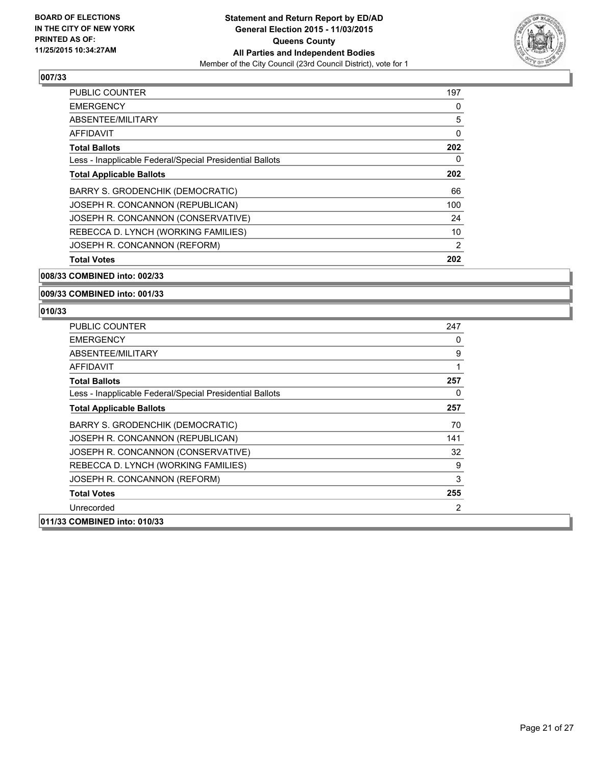**BOARD OF ELECTIONS IN THE CITY OF NEW YORK PRINTED AS OF: 11/25/2015 10:34:27AM**

**Statement and Return Report by ED/AD General Election 2015 - 11/03/2015 Queens County All Parties and Independent Bodies**
Member of the City Council (23rd Council District), vote for 1

### 007/33

| | |
|---|---|
| PUBLIC COUNTER | 197 |
| EMERGENCY | 0 |
| ABSENTEE/MILITARY | 5 |
| AFFIDAVIT | 0 |
| **Total Ballots** | **202** |
| Less - Inapplicable Federal/Special Presidential Ballots | 0 |
| **Total Applicable Ballots** | **202** |
| BARRY S. GRODENCHIK (DEMOCRATIC) | 66 |
| JOSEPH R. CONCANNON (REPUBLICAN) | 100 |
| JOSEPH R. CONCANNON (CONSERVATIVE) | 24 |
| REBECCA D. LYNCH (WORKING FAMILIES) | 10 |
| JOSEPH R. CONCANNON (REFORM) | 2 |
| **Total Votes** | **202** |

### 008/33 COMBINED into: 002/33

### 009/33 COMBINED into: 001/33

### 010/33

| | |
|---|---|
| PUBLIC COUNTER | 247 |
| EMERGENCY | 0 |
| ABSENTEE/MILITARY | 9 |
| AFFIDAVIT | 1 |
| **Total Ballots** | **257** |
| Less - Inapplicable Federal/Special Presidential Ballots | 0 |
| **Total Applicable Ballots** | **257** |
| BARRY S. GRODENCHIK (DEMOCRATIC) | 70 |
| JOSEPH R. CONCANNON (REPUBLICAN) | 141 |
| JOSEPH R. CONCANNON (CONSERVATIVE) | 32 |
| REBECCA D. LYNCH (WORKING FAMILIES) | 9 |
| JOSEPH R. CONCANNON (REFORM) | 3 |
| **Total Votes** | **255** |
| Unrecorded | 2 |

### 011/33 COMBINED into: 010/33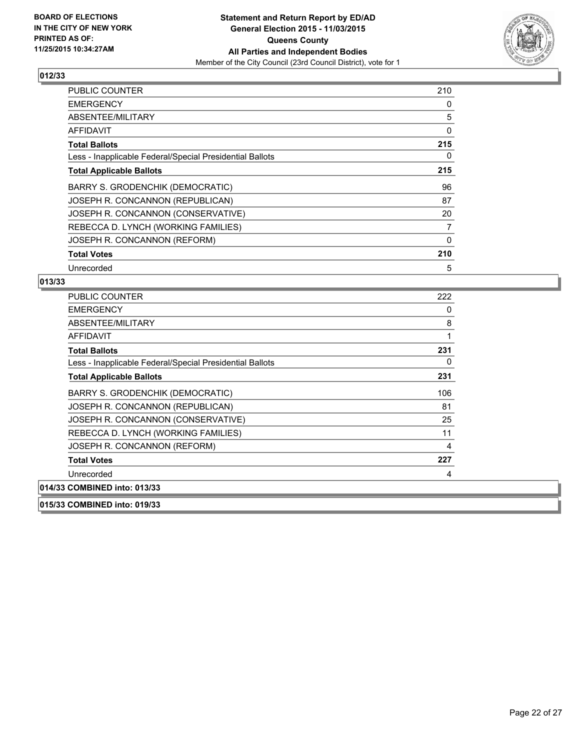### 012/33

| | |
|---|---|
| PUBLIC COUNTER | 210 |
| EMERGENCY | 0 |
| ABSENTEE/MILITARY | 5 |
| AFFIDAVIT | 0 |
| **Total Ballots** | **215** |
| Less - Inapplicable Federal/Special Presidential Ballots | 0 |
| **Total Applicable Ballots** | **215** |
| BARRY S. GRODENCHIK (DEMOCRATIC) | 96 |
| JOSEPH R. CONCANNON (REPUBLICAN) | 87 |
| JOSEPH R. CONCANNON (CONSERVATIVE) | 20 |
| REBECCA D. LYNCH (WORKING FAMILIES) | 7 |
| JOSEPH R. CONCANNON (REFORM) | 0 |
| **Total Votes** | **210** |
| Unrecorded | 5 |

### 013/33

| | |
|---|---|
| PUBLIC COUNTER | 222 |
| EMERGENCY | 0 |
| ABSENTEE/MILITARY | 8 |
| AFFIDAVIT | 1 |
| **Total Ballots** | **231** |
| Less - Inapplicable Federal/Special Presidential Ballots | 0 |
| **Total Applicable Ballots** | **231** |
| BARRY S. GRODENCHIK (DEMOCRATIC) | 106 |
| JOSEPH R. CONCANNON (REPUBLICAN) | 81 |
| JOSEPH R. CONCANNON (CONSERVATIVE) | 25 |
| REBECCA D. LYNCH (WORKING FAMILIES) | 11 |
| JOSEPH R. CONCANNON (REFORM) | 4 |
| **Total Votes** | **227** |
| Unrecorded | 4 |

### 014/33 COMBINED into: 013/33

### 015/33 COMBINED into: 019/33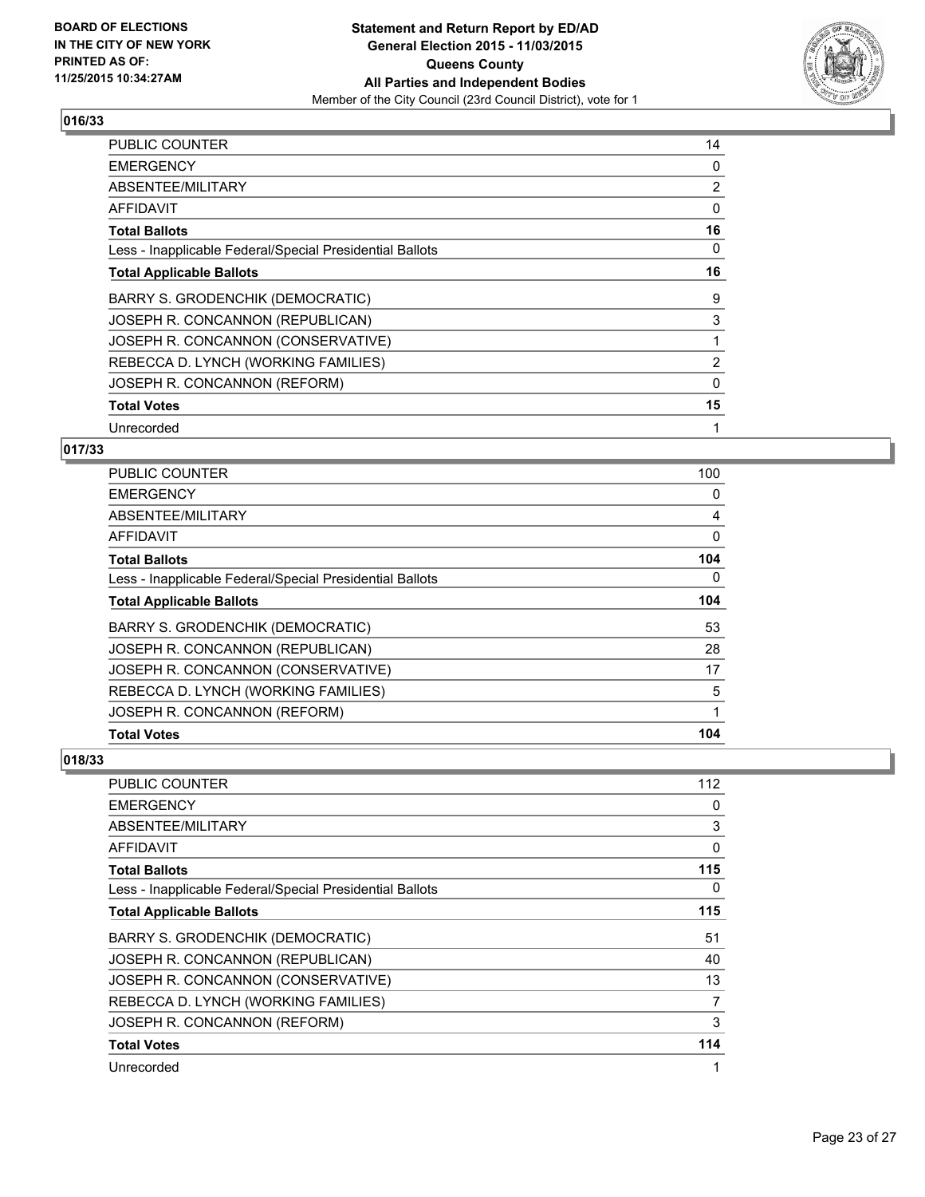**BOARD OF ELECTIONS IN THE CITY OF NEW YORK PRINTED AS OF: 11/25/2015 10:34:27AM**

**Statement and Return Report by ED/AD**
**General Election 2015 - 11/03/2015**
**Queens County**
**All Parties and Independent Bodies**
Member of the City Council (23rd Council District), vote for 1

## 016/33

| | |
|---|---|
| PUBLIC COUNTER | 14 |
| EMERGENCY | 0 |
| ABSENTEE/MILITARY | 2 |
| AFFIDAVIT | 0 |
| **Total Ballots** | **16** |
| Less - Inapplicable Federal/Special Presidential Ballots | 0 |
| **Total Applicable Ballots** | **16** |
| BARRY S. GRODENCHIK (DEMOCRATIC) | 9 |
| JOSEPH R. CONCANNON (REPUBLICAN) | 3 |
| JOSEPH R. CONCANNON (CONSERVATIVE) | 1 |
| REBECCA D. LYNCH (WORKING FAMILIES) | 2 |
| JOSEPH R. CONCANNON (REFORM) | 0 |
| **Total Votes** | **15** |
| Unrecorded | 1 |

## 017/33

| | |
|---|---|
| PUBLIC COUNTER | 100 |
| EMERGENCY | 0 |
| ABSENTEE/MILITARY | 4 |
| AFFIDAVIT | 0 |
| **Total Ballots** | **104** |
| Less - Inapplicable Federal/Special Presidential Ballots | 0 |
| **Total Applicable Ballots** | **104** |
| BARRY S. GRODENCHIK (DEMOCRATIC) | 53 |
| JOSEPH R. CONCANNON (REPUBLICAN) | 28 |
| JOSEPH R. CONCANNON (CONSERVATIVE) | 17 |
| REBECCA D. LYNCH (WORKING FAMILIES) | 5 |
| JOSEPH R. CONCANNON (REFORM) | 1 |
| **Total Votes** | **104** |

## 018/33

| | |
|---|---|
| PUBLIC COUNTER | 112 |
| EMERGENCY | 0 |
| ABSENTEE/MILITARY | 3 |
| AFFIDAVIT | 0 |
| **Total Ballots** | **115** |
| Less - Inapplicable Federal/Special Presidential Ballots | 0 |
| **Total Applicable Ballots** | **115** |
| BARRY S. GRODENCHIK (DEMOCRATIC) | 51 |
| JOSEPH R. CONCANNON (REPUBLICAN) | 40 |
| JOSEPH R. CONCANNON (CONSERVATIVE) | 13 |
| REBECCA D. LYNCH (WORKING FAMILIES) | 7 |
| JOSEPH R. CONCANNON (REFORM) | 3 |
| **Total Votes** | **114** |
| Unrecorded | 1 |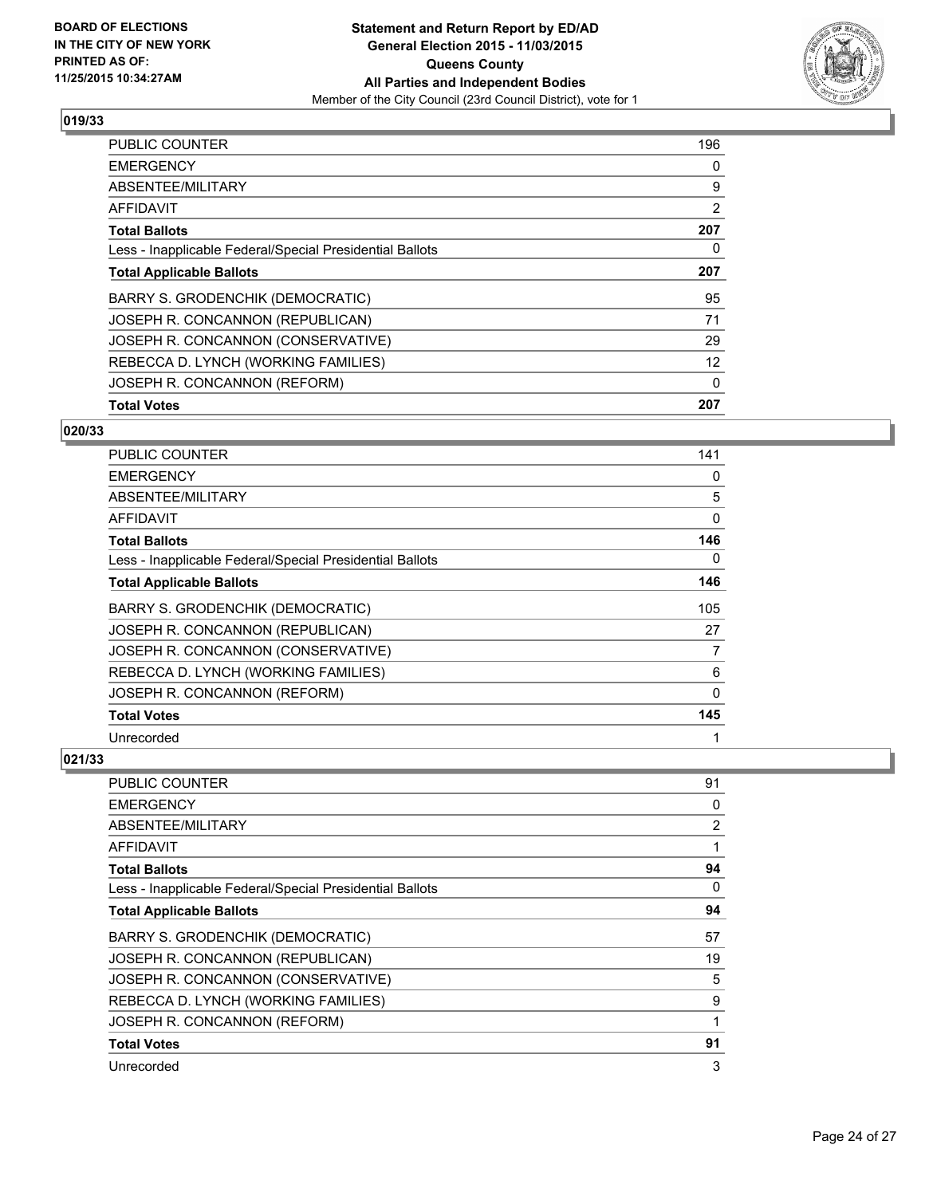**BOARD OF ELECTIONS IN THE CITY OF NEW YORK PRINTED AS OF: 11/25/2015 10:34:27AM**

**Statement and Return Report by ED/AD General Election 2015 - 11/03/2015 Queens County All Parties and Independent Bodies**
Member of the City Council (23rd Council District), vote for 1

## 019/33

| | |
|---|---|
| PUBLIC COUNTER | 196 |
| EMERGENCY | 0 |
| ABSENTEE/MILITARY | 9 |
| AFFIDAVIT | 2 |
| **Total Ballots** | **207** |
| Less - Inapplicable Federal/Special Presidential Ballots | 0 |
| **Total Applicable Ballots** | **207** |
| BARRY S. GRODENCHIK (DEMOCRATIC) | 95 |
| JOSEPH R. CONCANNON (REPUBLICAN) | 71 |
| JOSEPH R. CONCANNON (CONSERVATIVE) | 29 |
| REBECCA D. LYNCH (WORKING FAMILIES) | 12 |
| JOSEPH R. CONCANNON (REFORM) | 0 |
| **Total Votes** | **207** |

## 020/33

| | |
|---|---|
| PUBLIC COUNTER | 141 |
| EMERGENCY | 0 |
| ABSENTEE/MILITARY | 5 |
| AFFIDAVIT | 0 |
| **Total Ballots** | **146** |
| Less - Inapplicable Federal/Special Presidential Ballots | 0 |
| **Total Applicable Ballots** | **146** |
| BARRY S. GRODENCHIK (DEMOCRATIC) | 105 |
| JOSEPH R. CONCANNON (REPUBLICAN) | 27 |
| JOSEPH R. CONCANNON (CONSERVATIVE) | 7 |
| REBECCA D. LYNCH (WORKING FAMILIES) | 6 |
| JOSEPH R. CONCANNON (REFORM) | 0 |
| **Total Votes** | **145** |
| Unrecorded | 1 |

## 021/33

| | |
|---|---|
| PUBLIC COUNTER | 91 |
| EMERGENCY | 0 |
| ABSENTEE/MILITARY | 2 |
| AFFIDAVIT | 1 |
| **Total Ballots** | **94** |
| Less - Inapplicable Federal/Special Presidential Ballots | 0 |
| **Total Applicable Ballots** | **94** |
| BARRY S. GRODENCHIK (DEMOCRATIC) | 57 |
| JOSEPH R. CONCANNON (REPUBLICAN) | 19 |
| JOSEPH R. CONCANNON (CONSERVATIVE) | 5 |
| REBECCA D. LYNCH (WORKING FAMILIES) | 9 |
| JOSEPH R. CONCANNON (REFORM) | 1 |
| **Total Votes** | **91** |
| Unrecorded | 3 |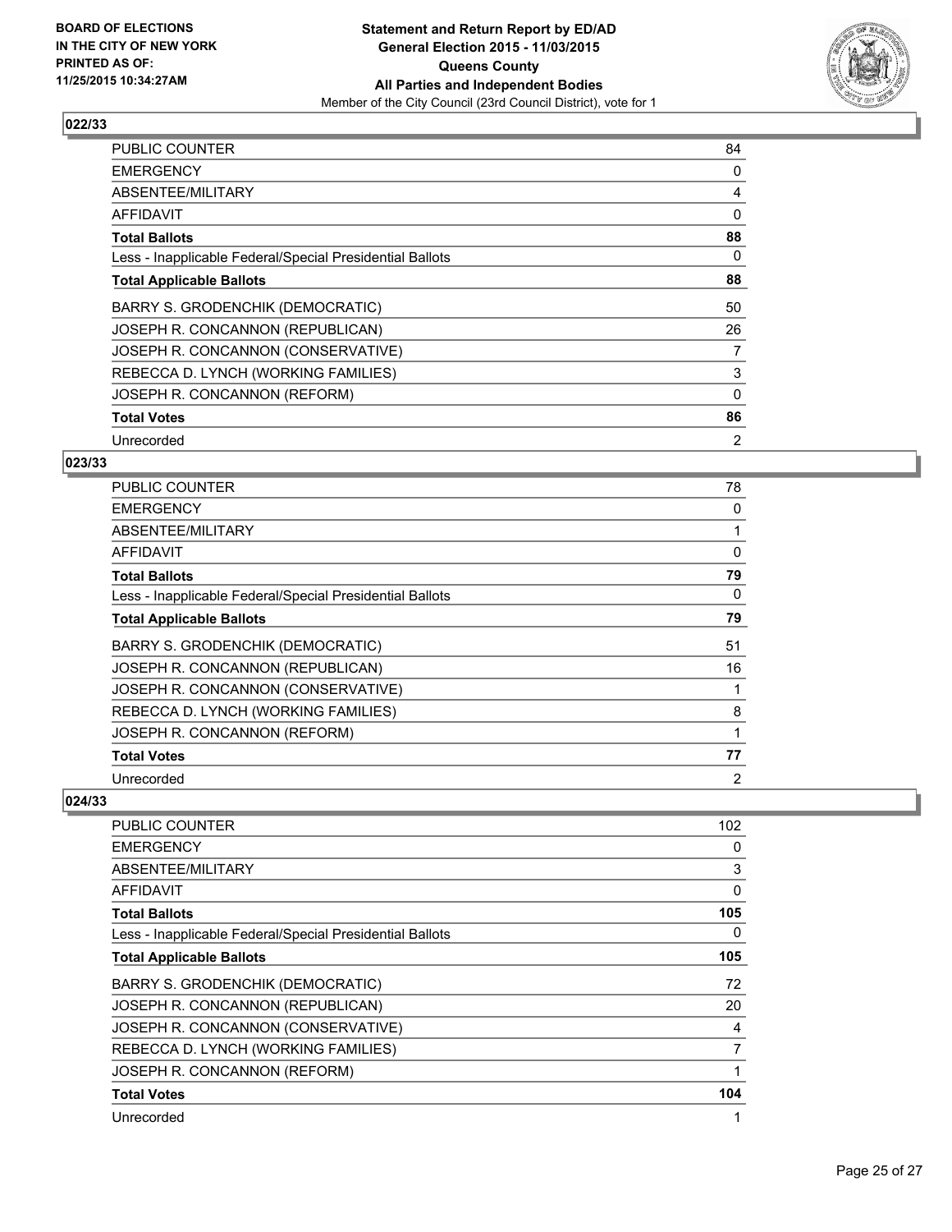## 022/33

| | |
|---|---|
| PUBLIC COUNTER | 84 |
| EMERGENCY | 0 |
| ABSENTEE/MILITARY | 4 |
| AFFIDAVIT | 0 |
| **Total Ballots** | **88** |
| Less - Inapplicable Federal/Special Presidential Ballots | 0 |
| **Total Applicable Ballots** | **88** |
| BARRY S. GRODENCHIK (DEMOCRATIC) | 50 |
| JOSEPH R. CONCANNON (REPUBLICAN) | 26 |
| JOSEPH R. CONCANNON (CONSERVATIVE) | 7 |
| REBECCA D. LYNCH (WORKING FAMILIES) | 3 |
| JOSEPH R. CONCANNON (REFORM) | 0 |
| **Total Votes** | **86** |
| Unrecorded | 2 |

## 023/33

| | |
|---|---|
| PUBLIC COUNTER | 78 |
| EMERGENCY | 0 |
| ABSENTEE/MILITARY | 1 |
| AFFIDAVIT | 0 |
| **Total Ballots** | **79** |
| Less - Inapplicable Federal/Special Presidential Ballots | 0 |
| **Total Applicable Ballots** | **79** |
| BARRY S. GRODENCHIK (DEMOCRATIC) | 51 |
| JOSEPH R. CONCANNON (REPUBLICAN) | 16 |
| JOSEPH R. CONCANNON (CONSERVATIVE) | 1 |
| REBECCA D. LYNCH (WORKING FAMILIES) | 8 |
| JOSEPH R. CONCANNON (REFORM) | 1 |
| **Total Votes** | **77** |
| Unrecorded | 2 |

## 024/33

| | |
|---|---|
| PUBLIC COUNTER | 102 |
| EMERGENCY | 0 |
| ABSENTEE/MILITARY | 3 |
| AFFIDAVIT | 0 |
| **Total Ballots** | **105** |
| Less - Inapplicable Federal/Special Presidential Ballots | 0 |
| **Total Applicable Ballots** | **105** |
| BARRY S. GRODENCHIK (DEMOCRATIC) | 72 |
| JOSEPH R. CONCANNON (REPUBLICAN) | 20 |
| JOSEPH R. CONCANNON (CONSERVATIVE) | 4 |
| REBECCA D. LYNCH (WORKING FAMILIES) | 7 |
| JOSEPH R. CONCANNON (REFORM) | 1 |
| **Total Votes** | **104** |
| Unrecorded | 1 |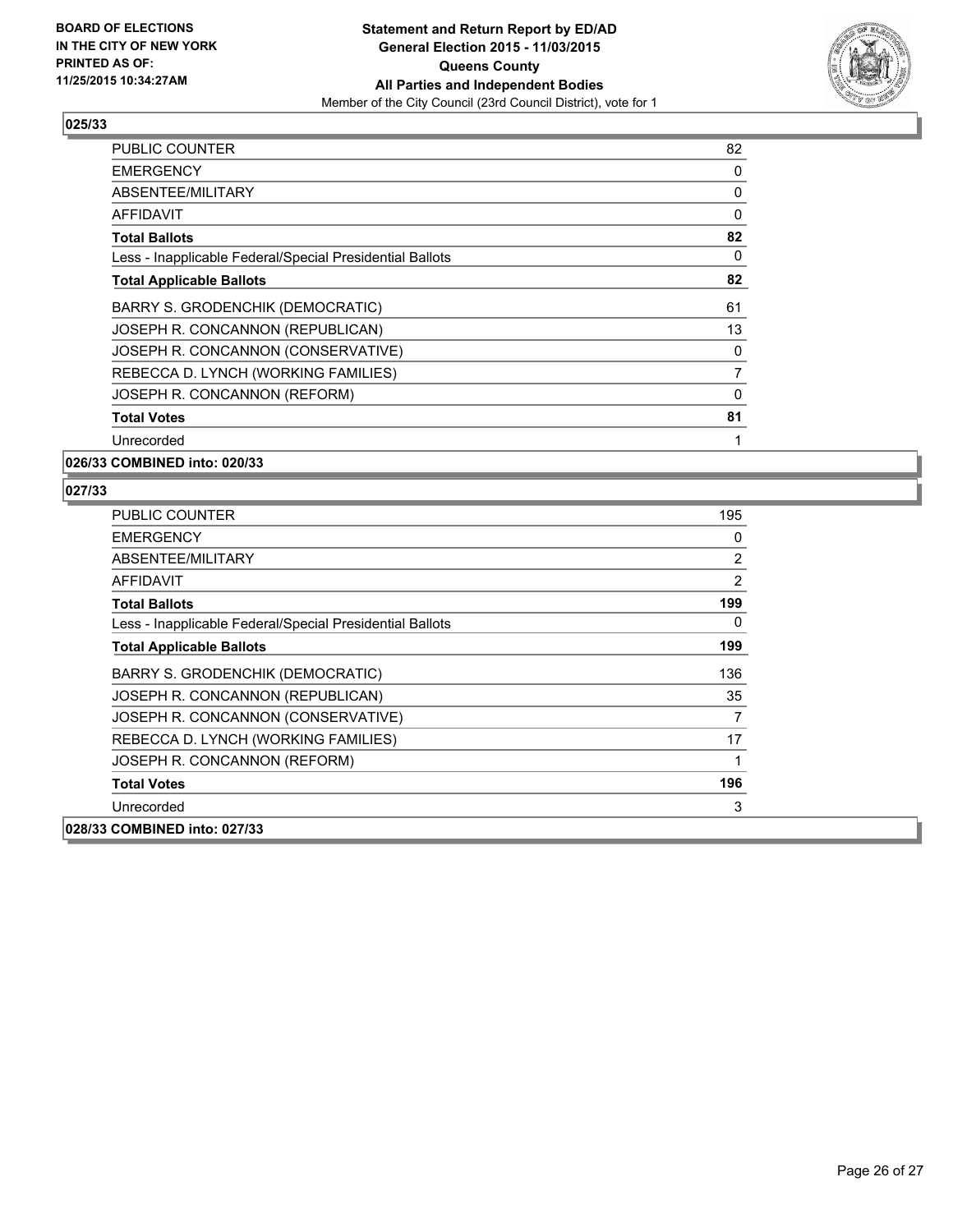## 025/33

| | |
|---|---|
| PUBLIC COUNTER | 82 |
| EMERGENCY | 0 |
| ABSENTEE/MILITARY | 0 |
| AFFIDAVIT | 0 |
| **Total Ballots** | **82** |
| Less - Inapplicable Federal/Special Presidential Ballots | 0 |
| **Total Applicable Ballots** | **82** |
| BARRY S. GRODENCHIK (DEMOCRATIC) | 61 |
| JOSEPH R. CONCANNON (REPUBLICAN) | 13 |
| JOSEPH R. CONCANNON (CONSERVATIVE) | 0 |
| REBECCA D. LYNCH (WORKING FAMILIES) | 7 |
| JOSEPH R. CONCANNON (REFORM) | 0 |
| **Total Votes** | **81** |
| Unrecorded | 1 |

**026/33 COMBINED into: 020/33**

## 027/33

| | |
|---|---|
| PUBLIC COUNTER | 195 |
| EMERGENCY | 0 |
| ABSENTEE/MILITARY | 2 |
| AFFIDAVIT | 2 |
| **Total Ballots** | **199** |
| Less - Inapplicable Federal/Special Presidential Ballots | 0 |
| **Total Applicable Ballots** | **199** |
| BARRY S. GRODENCHIK (DEMOCRATIC) | 136 |
| JOSEPH R. CONCANNON (REPUBLICAN) | 35 |
| JOSEPH R. CONCANNON (CONSERVATIVE) | 7 |
| REBECCA D. LYNCH (WORKING FAMILIES) | 17 |
| JOSEPH R. CONCANNON (REFORM) | 1 |
| **Total Votes** | **196** |
| Unrecorded | 3 |

**028/33 COMBINED into: 027/33**